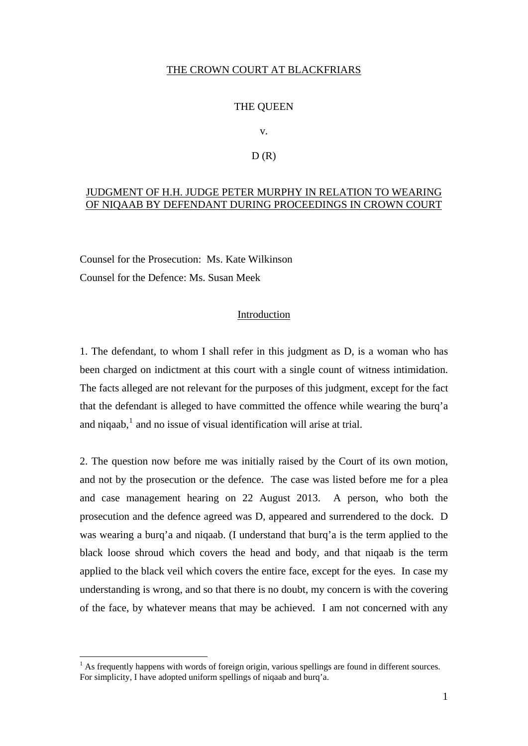THE CROWN COURT AT BLACKFRIARS

THE QUEEN

v.

D (R)

JUDGMENT OF H.H. JUDGE PETER MURPHY IN RELATION TO WEARING OF NIQAAB BY DEFENDANT DURING PROCEEDINGS IN CROWN COURT

Counsel for the Prosecution: Ms. Kate Wilkinson

Counsel for the Defence: Ms. Susan Meek

## Introduction

1. The defendant, to whom I shall refer in this judgment as D, is a woman who has been charged on indictment at this court with a single count of witness intimidation. The facts alleged are not relevant for the purposes of this judgment, except for the fact that the defendant is alleged to have committed the offence while wearing the burq'a and niqaab,[1] and no issue of visual identification will arise at trial.

2. The question now before me was initially raised by the Court of its own motion, and not by the prosecution or the defence. The case was listed before me for a plea and case management hearing on 22 August 2013. A person, who both the prosecution and the defence agreed was D, appeared and surrendered to the dock. D was wearing a burq'a and niqaab. (I understand that burq'a is the term applied to the black loose shroud which covers the head and body, and that niqaab is the term applied to the black veil which covers the entire face, except for the eyes. In case my understanding is wrong, and so that there is no doubt, my concern is with the covering of the face, by whatever means that may be achieved. I am not concerned with any

[1] As frequently happens with words of foreign origin, various spellings are found in different sources. For simplicity, I have adopted uniform spellings of niqaab and burq'a.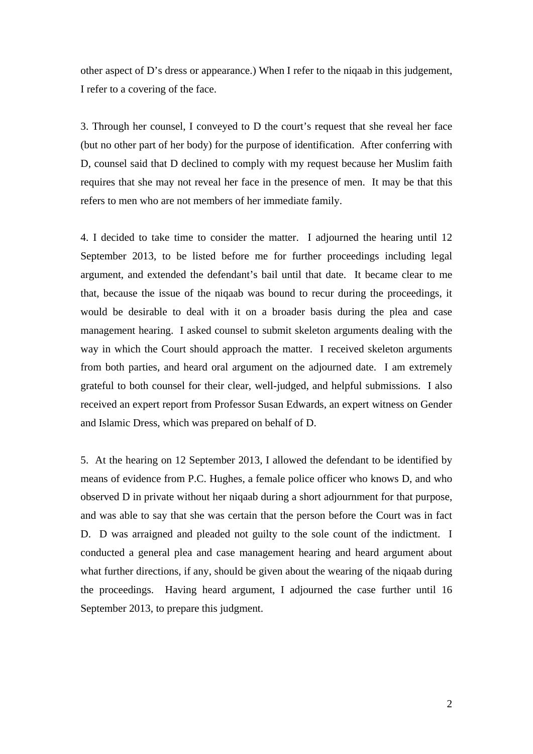other aspect of D's dress or appearance.) When I refer to the niqaab in this judgement, I refer to a covering of the face.

3. Through her counsel, I conveyed to D the court's request that she reveal her face (but no other part of her body) for the purpose of identification. After conferring with D, counsel said that D declined to comply with my request because her Muslim faith requires that she may not reveal her face in the presence of men. It may be that this refers to men who are not members of her immediate family.

4. I decided to take time to consider the matter. I adjourned the hearing until 12 September 2013, to be listed before me for further proceedings including legal argument, and extended the defendant's bail until that date. It became clear to me that, because the issue of the niqaab was bound to recur during the proceedings, it would be desirable to deal with it on a broader basis during the plea and case management hearing. I asked counsel to submit skeleton arguments dealing with the way in which the Court should approach the matter. I received skeleton arguments from both parties, and heard oral argument on the adjourned date. I am extremely grateful to both counsel for their clear, well-judged, and helpful submissions. I also received an expert report from Professor Susan Edwards, an expert witness on Gender and Islamic Dress, which was prepared on behalf of D.

5. At the hearing on 12 September 2013, I allowed the defendant to be identified by means of evidence from P.C. Hughes, a female police officer who knows D, and who observed D in private without her niqaab during a short adjournment for that purpose, and was able to say that she was certain that the person before the Court was in fact D. D was arraigned and pleaded not guilty to the sole count of the indictment. I conducted a general plea and case management hearing and heard argument about what further directions, if any, should be given about the wearing of the niqaab during the proceedings. Having heard argument, I adjourned the case further until 16 September 2013, to prepare this judgment.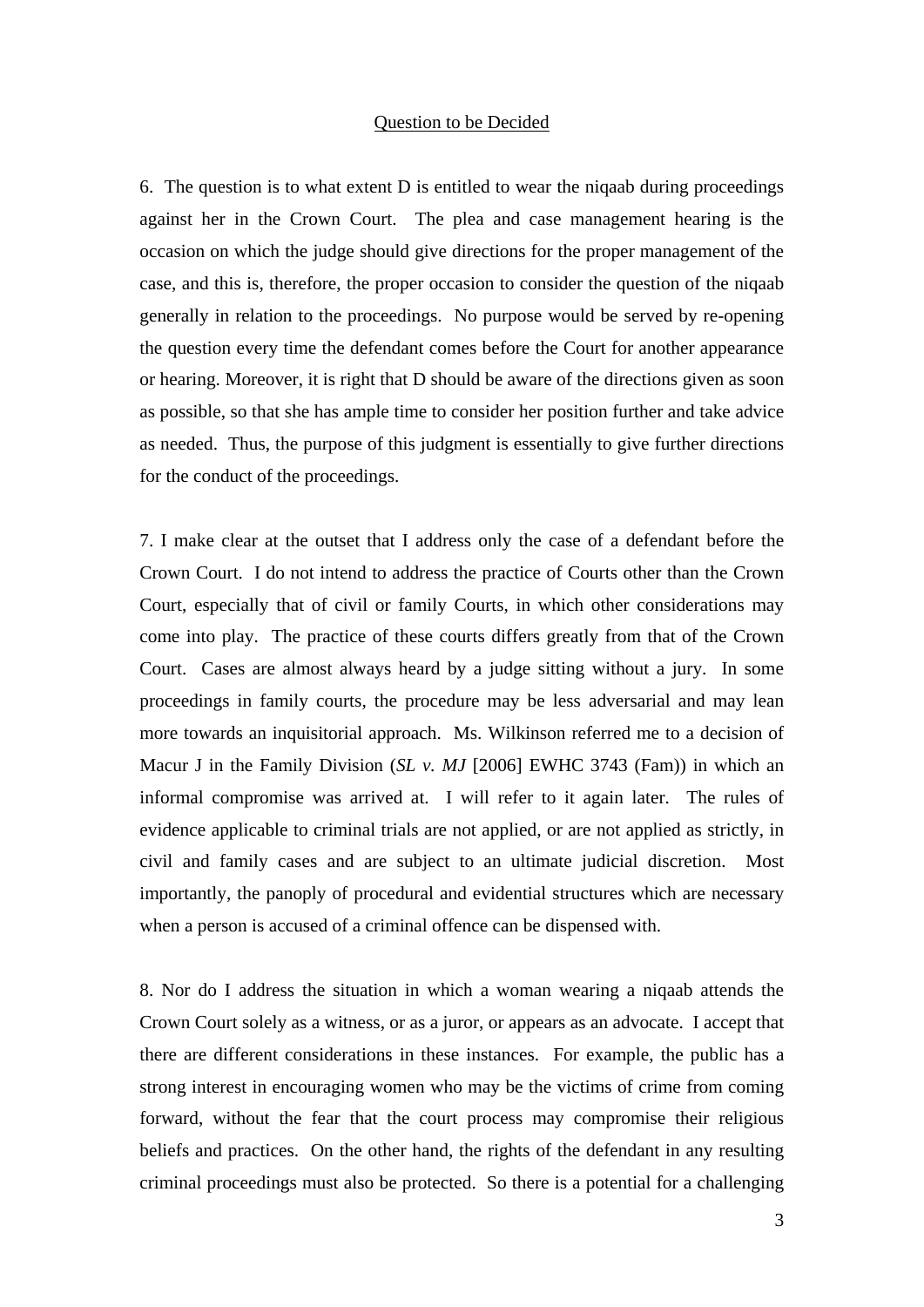## Question to be Decided

6. The question is to what extent D is entitled to wear the niqaab during proceedings against her in the Crown Court. The plea and case management hearing is the occasion on which the judge should give directions for the proper management of the case, and this is, therefore, the proper occasion to consider the question of the niqaab generally in relation to the proceedings. No purpose would be served by re-opening the question every time the defendant comes before the Court for another appearance or hearing. Moreover, it is right that D should be aware of the directions given as soon as possible, so that she has ample time to consider her position further and take advice as needed. Thus, the purpose of this judgment is essentially to give further directions for the conduct of the proceedings.

7. I make clear at the outset that I address only the case of a defendant before the Crown Court. I do not intend to address the practice of Courts other than the Crown Court, especially that of civil or family Courts, in which other considerations may come into play. The practice of these courts differs greatly from that of the Crown Court. Cases are almost always heard by a judge sitting without a jury. In some proceedings in family courts, the procedure may be less adversarial and may lean more towards an inquisitorial approach. Ms. Wilkinson referred me to a decision of Macur J in the Family Division (*SL v. MJ* [2006] EWHC 3743 (Fam)) in which an informal compromise was arrived at. I will refer to it again later. The rules of evidence applicable to criminal trials are not applied, or are not applied as strictly, in civil and family cases and are subject to an ultimate judicial discretion. Most importantly, the panoply of procedural and evidential structures which are necessary when a person is accused of a criminal offence can be dispensed with.

8. Nor do I address the situation in which a woman wearing a niqaab attends the Crown Court solely as a witness, or as a juror, or appears as an advocate. I accept that there are different considerations in these instances. For example, the public has a strong interest in encouraging women who may be the victims of crime from coming forward, without the fear that the court process may compromise their religious beliefs and practices. On the other hand, the rights of the defendant in any resulting criminal proceedings must also be protected. So there is a potential for a challenging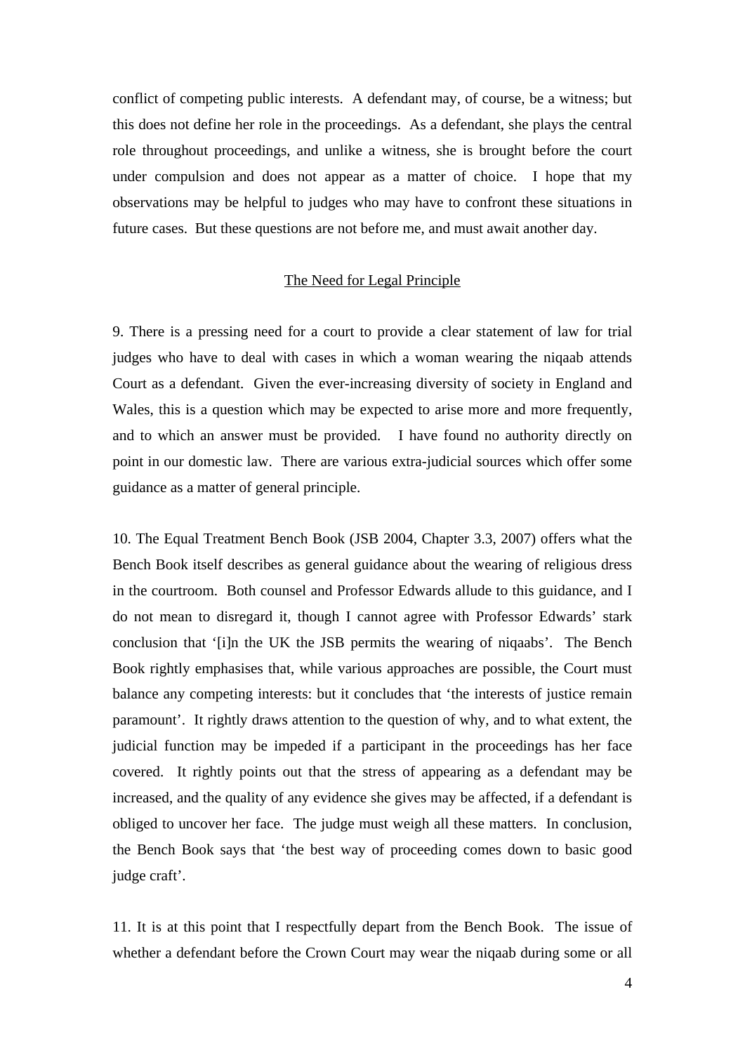conflict of competing public interests. A defendant may, of course, be a witness; but this does not define her role in the proceedings. As a defendant, she plays the central role throughout proceedings, and unlike a witness, she is brought before the court under compulsion and does not appear as a matter of choice. I hope that my observations may be helpful to judges who may have to confront these situations in future cases. But these questions are not before me, and must await another day.

## The Need for Legal Principle

9. There is a pressing need for a court to provide a clear statement of law for trial judges who have to deal with cases in which a woman wearing the niqaab attends Court as a defendant. Given the ever-increasing diversity of society in England and Wales, this is a question which may be expected to arise more and more frequently, and to which an answer must be provided. I have found no authority directly on point in our domestic law. There are various extra-judicial sources which offer some guidance as a matter of general principle.

10. The Equal Treatment Bench Book (JSB 2004, Chapter 3.3, 2007) offers what the Bench Book itself describes as general guidance about the wearing of religious dress in the courtroom. Both counsel and Professor Edwards allude to this guidance, and I do not mean to disregard it, though I cannot agree with Professor Edwards' stark conclusion that '[i]n the UK the JSB permits the wearing of niqaabs'. The Bench Book rightly emphasises that, while various approaches are possible, the Court must balance any competing interests: but it concludes that 'the interests of justice remain paramount'. It rightly draws attention to the question of why, and to what extent, the judicial function may be impeded if a participant in the proceedings has her face covered. It rightly points out that the stress of appearing as a defendant may be increased, and the quality of any evidence she gives may be affected, if a defendant is obliged to uncover her face. The judge must weigh all these matters. In conclusion, the Bench Book says that 'the best way of proceeding comes down to basic good judge craft'.

11. It is at this point that I respectfully depart from the Bench Book. The issue of whether a defendant before the Crown Court may wear the niqaab during some or all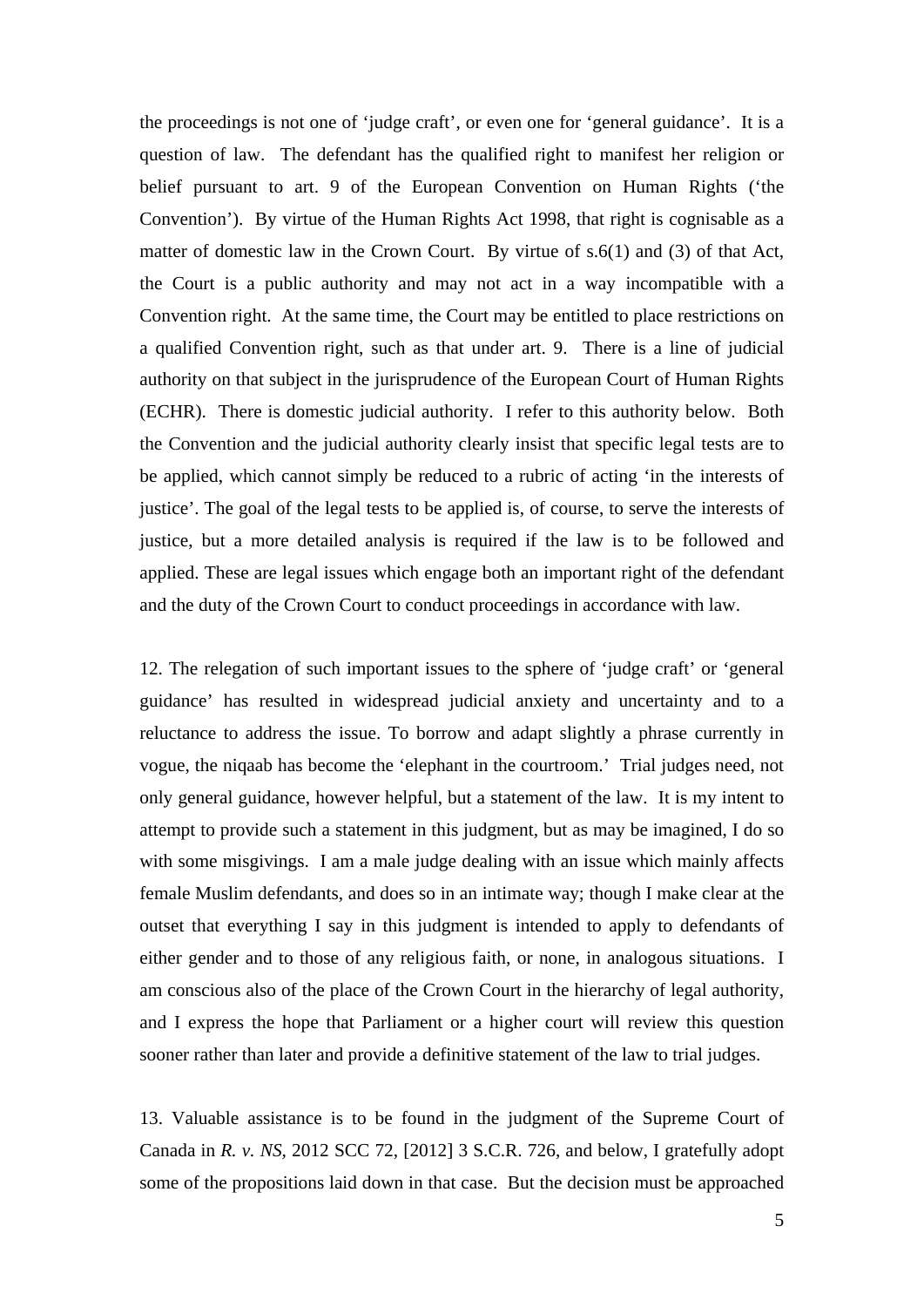the proceedings is not one of 'judge craft', or even one for 'general guidance'. It is a question of law. The defendant has the qualified right to manifest her religion or belief pursuant to art. 9 of the European Convention on Human Rights ('the Convention'). By virtue of the Human Rights Act 1998, that right is cognisable as a matter of domestic law in the Crown Court. By virtue of s.6(1) and (3) of that Act, the Court is a public authority and may not act in a way incompatible with a Convention right. At the same time, the Court may be entitled to place restrictions on a qualified Convention right, such as that under art. 9. There is a line of judicial authority on that subject in the jurisprudence of the European Court of Human Rights (ECHR). There is domestic judicial authority. I refer to this authority below. Both the Convention and the judicial authority clearly insist that specific legal tests are to be applied, which cannot simply be reduced to a rubric of acting 'in the interests of justice'. The goal of the legal tests to be applied is, of course, to serve the interests of justice, but a more detailed analysis is required if the law is to be followed and applied. These are legal issues which engage both an important right of the defendant and the duty of the Crown Court to conduct proceedings in accordance with law.

12. The relegation of such important issues to the sphere of 'judge craft' or 'general guidance' has resulted in widespread judicial anxiety and uncertainty and to a reluctance to address the issue. To borrow and adapt slightly a phrase currently in vogue, the niqaab has become the 'elephant in the courtroom.' Trial judges need, not only general guidance, however helpful, but a statement of the law. It is my intent to attempt to provide such a statement in this judgment, but as may be imagined, I do so with some misgivings. I am a male judge dealing with an issue which mainly affects female Muslim defendants, and does so in an intimate way; though I make clear at the outset that everything I say in this judgment is intended to apply to defendants of either gender and to those of any religious faith, or none, in analogous situations. I am conscious also of the place of the Crown Court in the hierarchy of legal authority, and I express the hope that Parliament or a higher court will review this question sooner rather than later and provide a definitive statement of the law to trial judges.

13. Valuable assistance is to be found in the judgment of the Supreme Court of Canada in *R. v. NS*, 2012 SCC 72, [2012] 3 S.C.R. 726, and below, I gratefully adopt some of the propositions laid down in that case. But the decision must be approached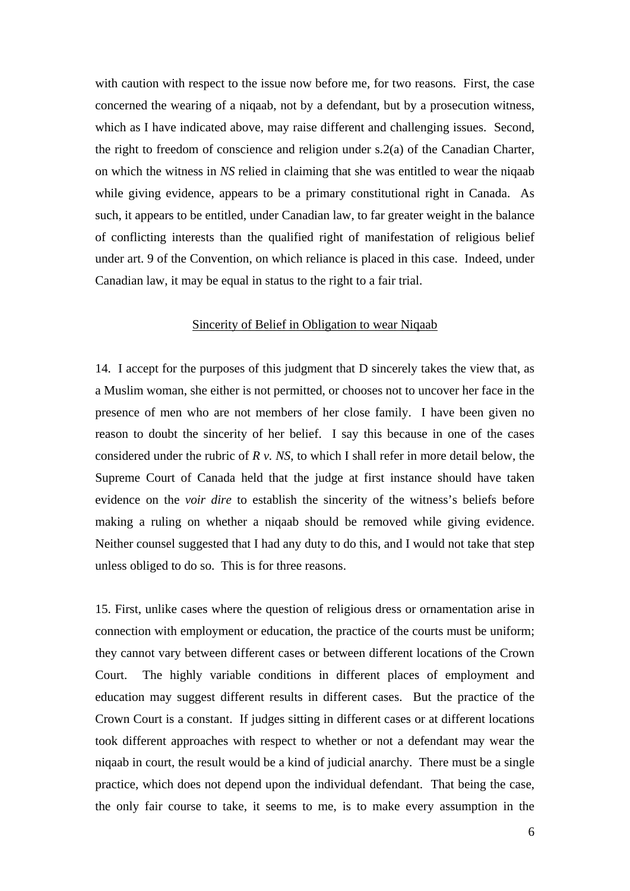with caution with respect to the issue now before me, for two reasons. First, the case concerned the wearing of a niqaab, not by a defendant, but by a prosecution witness, which as I have indicated above, may raise different and challenging issues. Second, the right to freedom of conscience and religion under s.2(a) of the Canadian Charter, on which the witness in *NS* relied in claiming that she was entitled to wear the niqaab while giving evidence, appears to be a primary constitutional right in Canada. As such, it appears to be entitled, under Canadian law, to far greater weight in the balance of conflicting interests than the qualified right of manifestation of religious belief under art. 9 of the Convention, on which reliance is placed in this case. Indeed, under Canadian law, it may be equal in status to the right to a fair trial.

<u>Sincerity of Belief in Obligation to wear Niqaab</u>

14. I accept for the purposes of this judgment that D sincerely takes the view that, as a Muslim woman, she either is not permitted, or chooses not to uncover her face in the presence of men who are not members of her close family. I have been given no reason to doubt the sincerity of her belief. I say this because in one of the cases considered under the rubric of *R v. NS*, to which I shall refer in more detail below, the Supreme Court of Canada held that the judge at first instance should have taken evidence on the *voir dire* to establish the sincerity of the witness's beliefs before making a ruling on whether a niqaab should be removed while giving evidence. Neither counsel suggested that I had any duty to do this, and I would not take that step unless obliged to do so. This is for three reasons.

15. First, unlike cases where the question of religious dress or ornamentation arise in connection with employment or education, the practice of the courts must be uniform; they cannot vary between different cases or between different locations of the Crown Court. The highly variable conditions in different places of employment and education may suggest different results in different cases. But the practice of the Crown Court is a constant. If judges sitting in different cases or at different locations took different approaches with respect to whether or not a defendant may wear the niqaab in court, the result would be a kind of judicial anarchy. There must be a single practice, which does not depend upon the individual defendant. That being the case, the only fair course to take, it seems to me, is to make every assumption in the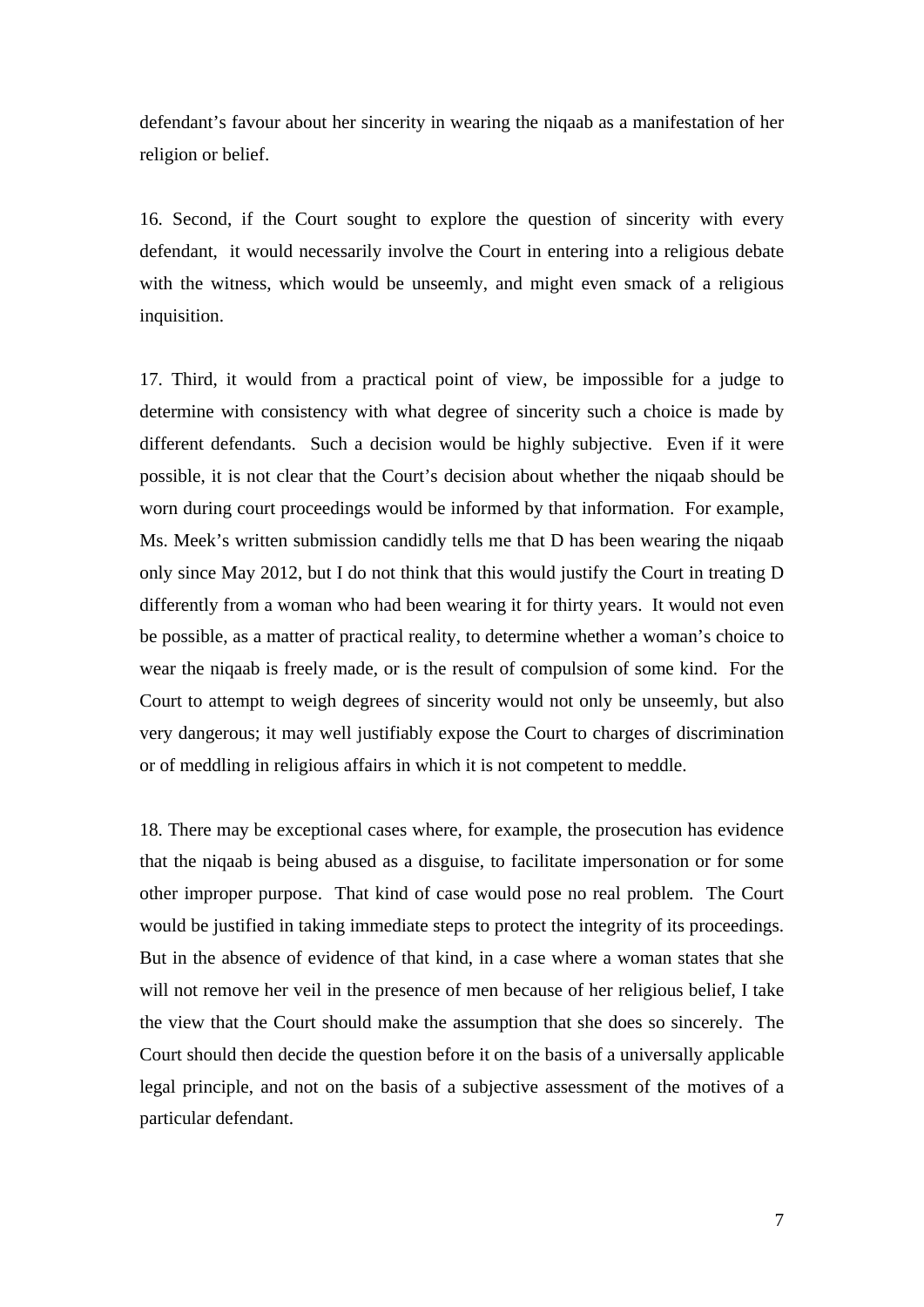defendant's favour about her sincerity in wearing the niqaab as a manifestation of her religion or belief.

16. Second, if the Court sought to explore the question of sincerity with every defendant, it would necessarily involve the Court in entering into a religious debate with the witness, which would be unseemly, and might even smack of a religious inquisition.

17. Third, it would from a practical point of view, be impossible for a judge to determine with consistency with what degree of sincerity such a choice is made by different defendants. Such a decision would be highly subjective. Even if it were possible, it is not clear that the Court's decision about whether the niqaab should be worn during court proceedings would be informed by that information. For example, Ms. Meek's written submission candidly tells me that D has been wearing the niqaab only since May 2012, but I do not think that this would justify the Court in treating D differently from a woman who had been wearing it for thirty years. It would not even be possible, as a matter of practical reality, to determine whether a woman's choice to wear the niqaab is freely made, or is the result of compulsion of some kind. For the Court to attempt to weigh degrees of sincerity would not only be unseemly, but also very dangerous; it may well justifiably expose the Court to charges of discrimination or of meddling in religious affairs in which it is not competent to meddle.

18. There may be exceptional cases where, for example, the prosecution has evidence that the niqaab is being abused as a disguise, to facilitate impersonation or for some other improper purpose. That kind of case would pose no real problem. The Court would be justified in taking immediate steps to protect the integrity of its proceedings. But in the absence of evidence of that kind, in a case where a woman states that she will not remove her veil in the presence of men because of her religious belief, I take the view that the Court should make the assumption that she does so sincerely. The Court should then decide the question before it on the basis of a universally applicable legal principle, and not on the basis of a subjective assessment of the motives of a particular defendant.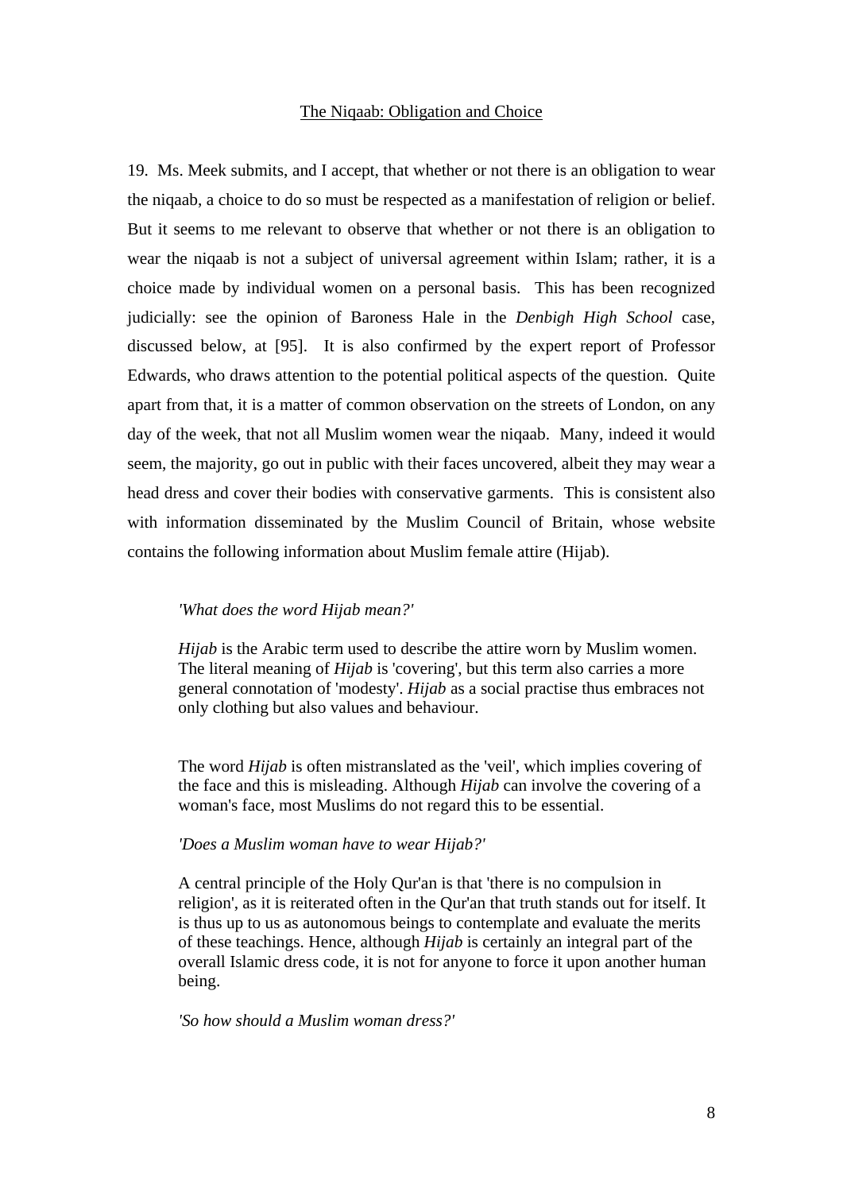The Niqaab: Obligation and Choice

19. Ms. Meek submits, and I accept, that whether or not there is an obligation to wear the niqaab, a choice to do so must be respected as a manifestation of religion or belief. But it seems to me relevant to observe that whether or not there is an obligation to wear the niqaab is not a subject of universal agreement within Islam; rather, it is a choice made by individual women on a personal basis. This has been recognized judicially: see the opinion of Baroness Hale in the *Denbigh High School* case, discussed below, at [95]. It is also confirmed by the expert report of Professor Edwards, who draws attention to the potential political aspects of the question. Quite apart from that, it is a matter of common observation on the streets of London, on any day of the week, that not all Muslim women wear the niqaab. Many, indeed it would seem, the majority, go out in public with their faces uncovered, albeit they may wear a head dress and cover their bodies with conservative garments. This is consistent also with information disseminated by the Muslim Council of Britain, whose website contains the following information about Muslim female attire (Hijab).

> *'What does the word Hijab mean?'*
>
> *Hijab* is the Arabic term used to describe the attire worn by Muslim women. The literal meaning of *Hijab* is 'covering', but this term also carries a more general connotation of 'modesty'. *Hijab* as a social practise thus embraces not only clothing but also values and behaviour.
>
> The word *Hijab* is often mistranslated as the 'veil', which implies covering of the face and this is misleading. Although *Hijab* can involve the covering of a woman's face, most Muslims do not regard this to be essential.
>
> *'Does a Muslim woman have to wear Hijab?'*
>
> A central principle of the Holy Qur'an is that 'there is no compulsion in religion', as it is reiterated often in the Qur'an that truth stands out for itself. It is thus up to us as autonomous beings to contemplate and evaluate the merits of these teachings. Hence, although *Hijab* is certainly an integral part of the overall Islamic dress code, it is not for anyone to force it upon another human being.
>
> *'So how should a Muslim woman dress?'*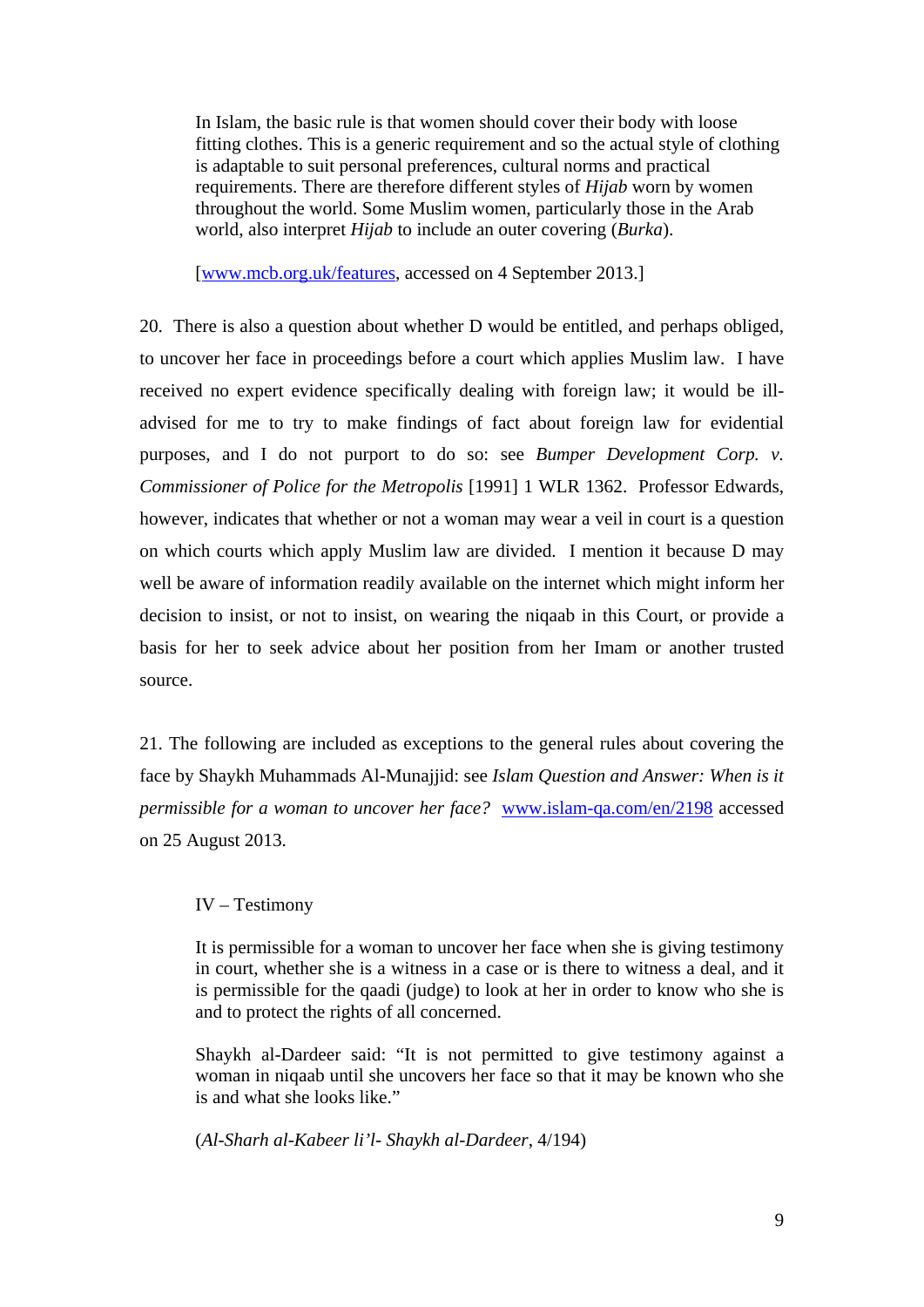> In Islam, the basic rule is that women should cover their body with loose fitting clothes. This is a generic requirement and so the actual style of clothing is adaptable to suit personal preferences, cultural norms and practical requirements. There are therefore different styles of *Hijab* worn by women throughout the world. Some Muslim women, particularly those in the Arab world, also interpret *Hijab* to include an outer covering (*Burka*).
>
> [www.mcb.org.uk/features, accessed on 4 September 2013.]

20. There is also a question about whether D would be entitled, and perhaps obliged, to uncover her face in proceedings before a court which applies Muslim law. I have received no expert evidence specifically dealing with foreign law; it would be ill-advised for me to try to make findings of fact about foreign law for evidential purposes, and I do not purport to do so: see *Bumper Development Corp. v. Commissioner of Police for the Metropolis* [1991] 1 WLR 1362. Professor Edwards, however, indicates that whether or not a woman may wear a veil in court is a question on which courts which apply Muslim law are divided. I mention it because D may well be aware of information readily available on the internet which might inform her decision to insist, or not to insist, on wearing the niqaab in this Court, or provide a basis for her to seek advice about her position from her Imam or another trusted source.

21. The following are included as exceptions to the general rules about covering the face by Shaykh Muhammads Al-Munajjid: see *Islam Question and Answer: When is it permissible for a woman to uncover her face?* www.islam-qa.com/en/2198 accessed on 25 August 2013.

> IV – Testimony
>
> It is permissible for a woman to uncover her face when she is giving testimony in court, whether she is a witness in a case or is there to witness a deal, and it is permissible for the qaadi (judge) to look at her in order to know who she is and to protect the rights of all concerned.
>
> Shaykh al-Dardeer said: "It is not permitted to give testimony against a woman in niqaab until she uncovers her face so that it may be known who she is and what she looks like."
>
> (*Al-Sharh al-Kabeer li'l- Shaykh al-Dardeer*, 4/194)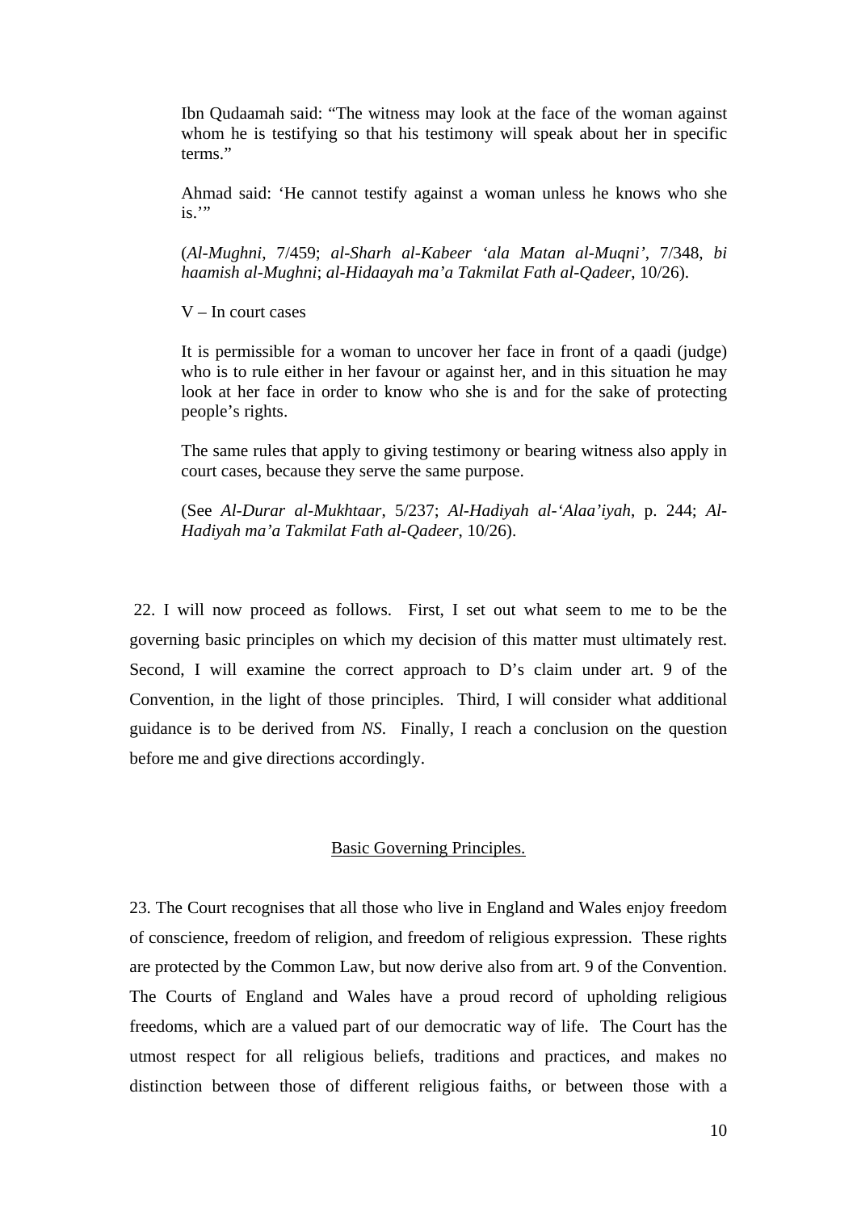> Ibn Qudaamah said: "The witness may look at the face of the woman against whom he is testifying so that his testimony will speak about her in specific terms."
>
> Ahmad said: 'He cannot testify against a woman unless he knows who she is.'"
>
> (*Al-Mughni*, 7/459; *al-Sharh al-Kabeer 'ala Matan al-Muqni'*, 7/348, *bi haamish al-Mughni*; *al-Hidaayah ma'a Takmilat Fath al-Qadeer*, 10/26).
>
> V – In court cases
>
> It is permissible for a woman to uncover her face in front of a qaadi (judge) who is to rule either in her favour or against her, and in this situation he may look at her face in order to know who she is and for the sake of protecting people's rights.
>
> The same rules that apply to giving testimony or bearing witness also apply in court cases, because they serve the same purpose.
>
> (See *Al-Durar al-Mukhtaar*, 5/237; *Al-Hadiyah al-'Alaa'iyah*, p. 244; *Al-Hadiyah ma'a Takmilat Fath al-Qadeer*, 10/26).

22. I will now proceed as follows. First, I set out what seem to me to be the governing basic principles on which my decision of this matter must ultimately rest. Second, I will examine the correct approach to D's claim under art. 9 of the Convention, in the light of those principles. Third, I will consider what additional guidance is to be derived from *NS*. Finally, I reach a conclusion on the question before me and give directions accordingly.

## Basic Governing Principles.

23. The Court recognises that all those who live in England and Wales enjoy freedom of conscience, freedom of religion, and freedom of religious expression. These rights are protected by the Common Law, but now derive also from art. 9 of the Convention. The Courts of England and Wales have a proud record of upholding religious freedoms, which are a valued part of our democratic way of life. The Court has the utmost respect for all religious beliefs, traditions and practices, and makes no distinction between those of different religious faiths, or between those with a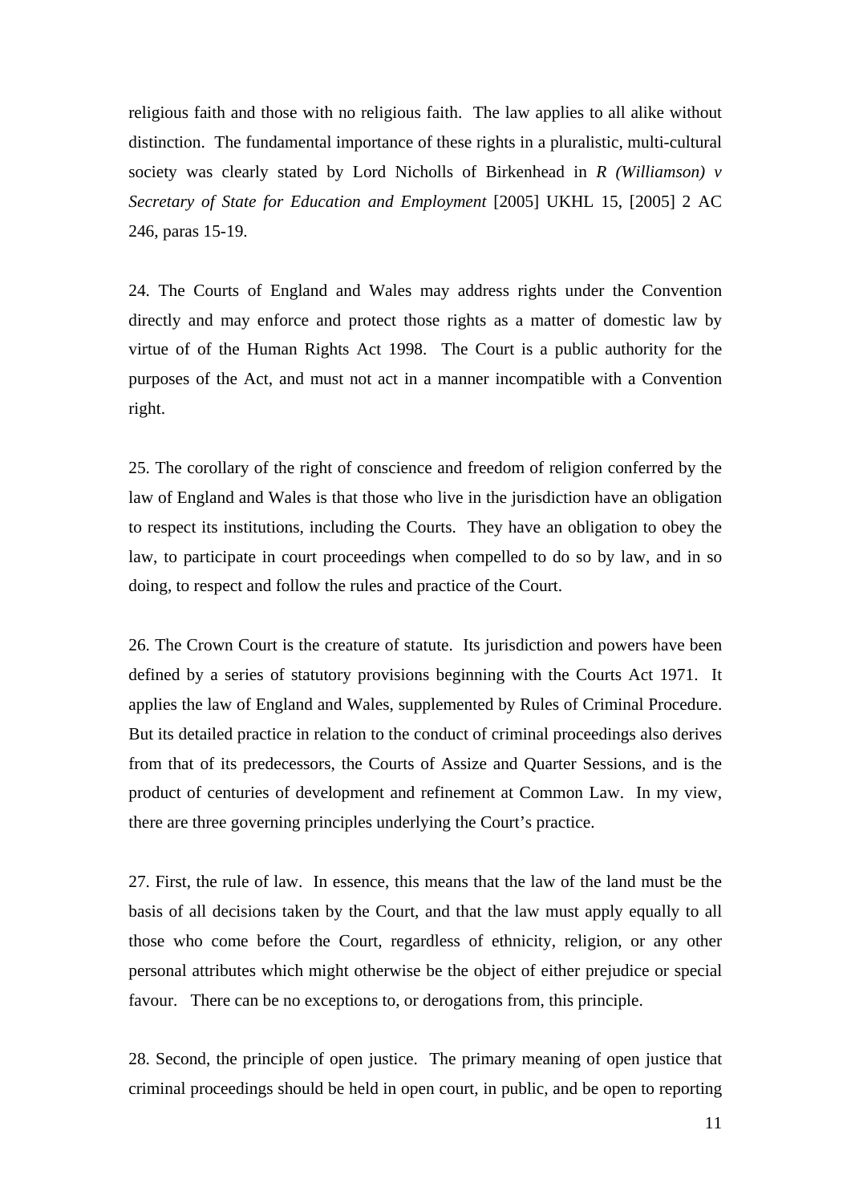religious faith and those with no religious faith. The law applies to all alike without distinction. The fundamental importance of these rights in a pluralistic, multi-cultural society was clearly stated by Lord Nicholls of Birkenhead in *R (Williamson) v Secretary of State for Education and Employment* [2005] UKHL 15, [2005] 2 AC 246, paras 15-19.

24. The Courts of England and Wales may address rights under the Convention directly and may enforce and protect those rights as a matter of domestic law by virtue of of the Human Rights Act 1998. The Court is a public authority for the purposes of the Act, and must not act in a manner incompatible with a Convention right.

25. The corollary of the right of conscience and freedom of religion conferred by the law of England and Wales is that those who live in the jurisdiction have an obligation to respect its institutions, including the Courts. They have an obligation to obey the law, to participate in court proceedings when compelled to do so by law, and in so doing, to respect and follow the rules and practice of the Court.

26. The Crown Court is the creature of statute. Its jurisdiction and powers have been defined by a series of statutory provisions beginning with the Courts Act 1971. It applies the law of England and Wales, supplemented by Rules of Criminal Procedure. But its detailed practice in relation to the conduct of criminal proceedings also derives from that of its predecessors, the Courts of Assize and Quarter Sessions, and is the product of centuries of development and refinement at Common Law. In my view, there are three governing principles underlying the Court's practice.

27. First, the rule of law. In essence, this means that the law of the land must be the basis of all decisions taken by the Court, and that the law must apply equally to all those who come before the Court, regardless of ethnicity, religion, or any other personal attributes which might otherwise be the object of either prejudice or special favour. There can be no exceptions to, or derogations from, this principle.

28. Second, the principle of open justice. The primary meaning of open justice that criminal proceedings should be held in open court, in public, and be open to reporting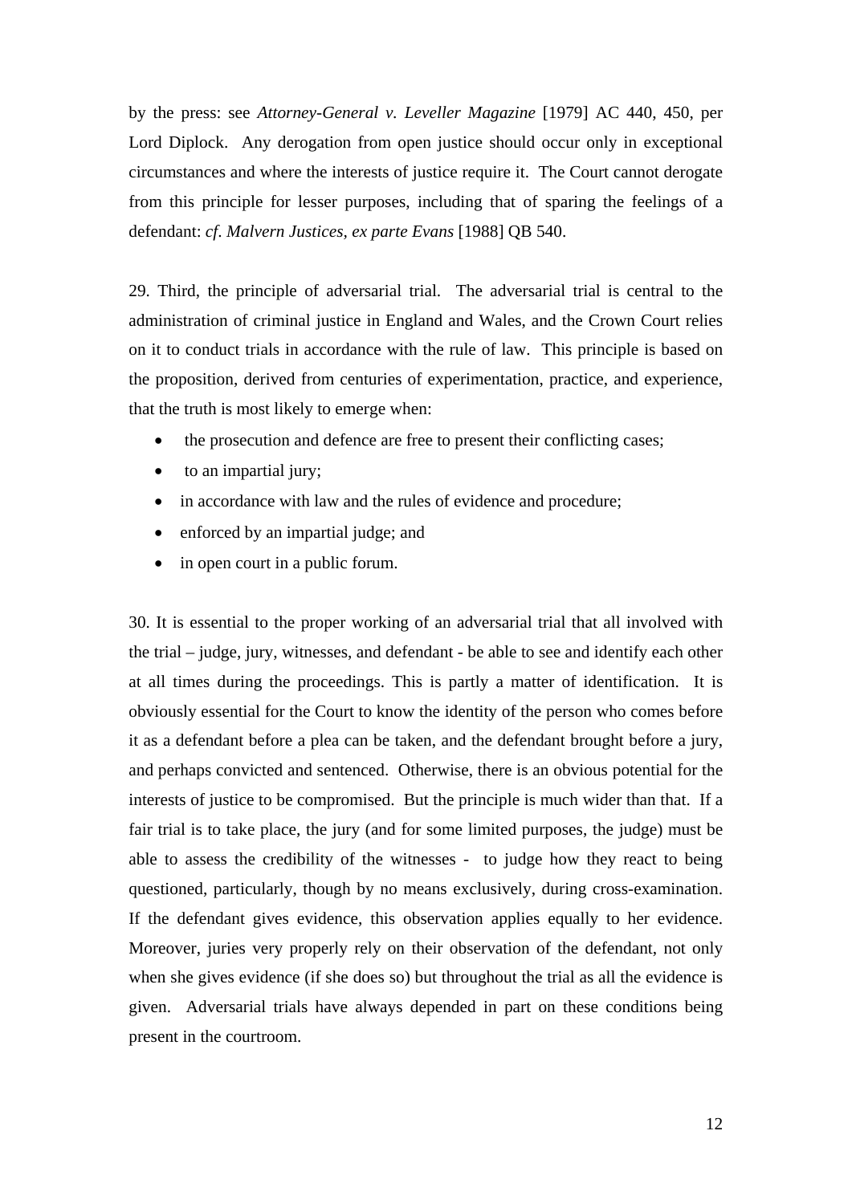by the press: see *Attorney-General v. Leveller Magazine* [1979] AC 440, 450, per Lord Diplock. Any derogation from open justice should occur only in exceptional circumstances and where the interests of justice require it. The Court cannot derogate from this principle for lesser purposes, including that of sparing the feelings of a defendant: *cf. Malvern Justices, ex parte Evans* [1988] QB 540.

29. Third, the principle of adversarial trial. The adversarial trial is central to the administration of criminal justice in England and Wales, and the Crown Court relies on it to conduct trials in accordance with the rule of law. This principle is based on the proposition, derived from centuries of experimentation, practice, and experience, that the truth is most likely to emerge when:

- the prosecution and defence are free to present their conflicting cases;
- to an impartial jury;
- in accordance with law and the rules of evidence and procedure;
- enforced by an impartial judge; and
- in open court in a public forum.

30. It is essential to the proper working of an adversarial trial that all involved with the trial – judge, jury, witnesses, and defendant - be able to see and identify each other at all times during the proceedings. This is partly a matter of identification. It is obviously essential for the Court to know the identity of the person who comes before it as a defendant before a plea can be taken, and the defendant brought before a jury, and perhaps convicted and sentenced. Otherwise, there is an obvious potential for the interests of justice to be compromised. But the principle is much wider than that. If a fair trial is to take place, the jury (and for some limited purposes, the judge) must be able to assess the credibility of the witnesses - to judge how they react to being questioned, particularly, though by no means exclusively, during cross-examination. If the defendant gives evidence, this observation applies equally to her evidence. Moreover, juries very properly rely on their observation of the defendant, not only when she gives evidence (if she does so) but throughout the trial as all the evidence is given. Adversarial trials have always depended in part on these conditions being present in the courtroom.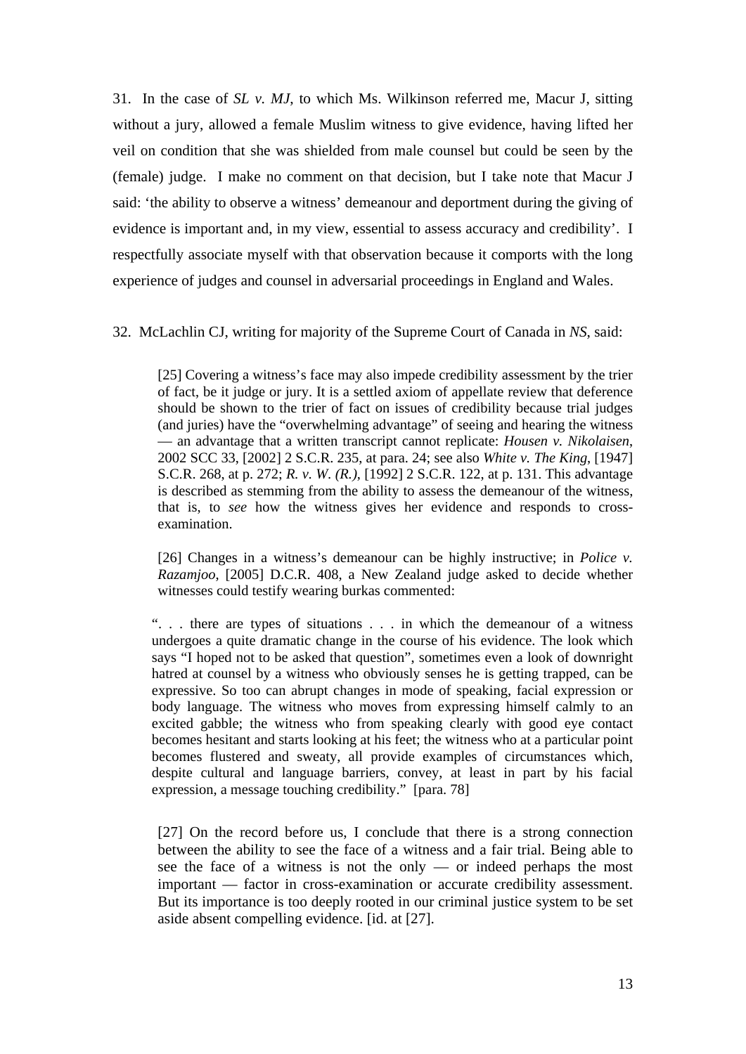31. In the case of *SL v. MJ*, to which Ms. Wilkinson referred me, Macur J, sitting without a jury, allowed a female Muslim witness to give evidence, having lifted her veil on condition that she was shielded from male counsel but could be seen by the (female) judge. I make no comment on that decision, but I take note that Macur J said: 'the ability to observe a witness' demeanour and deportment during the giving of evidence is important and, in my view, essential to assess accuracy and credibility'. I respectfully associate myself with that observation because it comports with the long experience of judges and counsel in adversarial proceedings in England and Wales.

32. McLachlin CJ, writing for majority of the Supreme Court of Canada in *NS*, said:

> [25] Covering a witness's face may also impede credibility assessment by the trier of fact, be it judge or jury. It is a settled axiom of appellate review that deference should be shown to the trier of fact on issues of credibility because trial judges (and juries) have the "overwhelming advantage" of seeing and hearing the witness — an advantage that a written transcript cannot replicate: *Housen v. Nikolaisen*, 2002 SCC 33, [2002] 2 S.C.R. 235, at para. 24; see also *White v. The King*, [1947] S.C.R. 268, at p. 272; *R. v. W. (R.)*, [1992] 2 S.C.R. 122, at p. 131. This advantage is described as stemming from the ability to assess the demeanour of the witness, that is, to *see* how the witness gives her evidence and responds to cross-examination.
>
> [26] Changes in a witness's demeanour can be highly instructive; in *Police v. Razamjoo*, [2005] D.C.R. 408, a New Zealand judge asked to decide whether witnesses could testify wearing burkas commented:
>
> ". . . there are types of situations . . . in which the demeanour of a witness undergoes a quite dramatic change in the course of his evidence. The look which says "I hoped not to be asked that question", sometimes even a look of downright hatred at counsel by a witness who obviously senses he is getting trapped, can be expressive. So too can abrupt changes in mode of speaking, facial expression or body language. The witness who moves from expressing himself calmly to an excited gabble; the witness who from speaking clearly with good eye contact becomes hesitant and starts looking at his feet; the witness who at a particular point becomes flustered and sweaty, all provide examples of circumstances which, despite cultural and language barriers, convey, at least in part by his facial expression, a message touching credibility." [para. 78]
>
> [27] On the record before us, I conclude that there is a strong connection between the ability to see the face of a witness and a fair trial. Being able to see the face of a witness is not the only — or indeed perhaps the most important — factor in cross-examination or accurate credibility assessment. But its importance is too deeply rooted in our criminal justice system to be set aside absent compelling evidence. [id. at [27].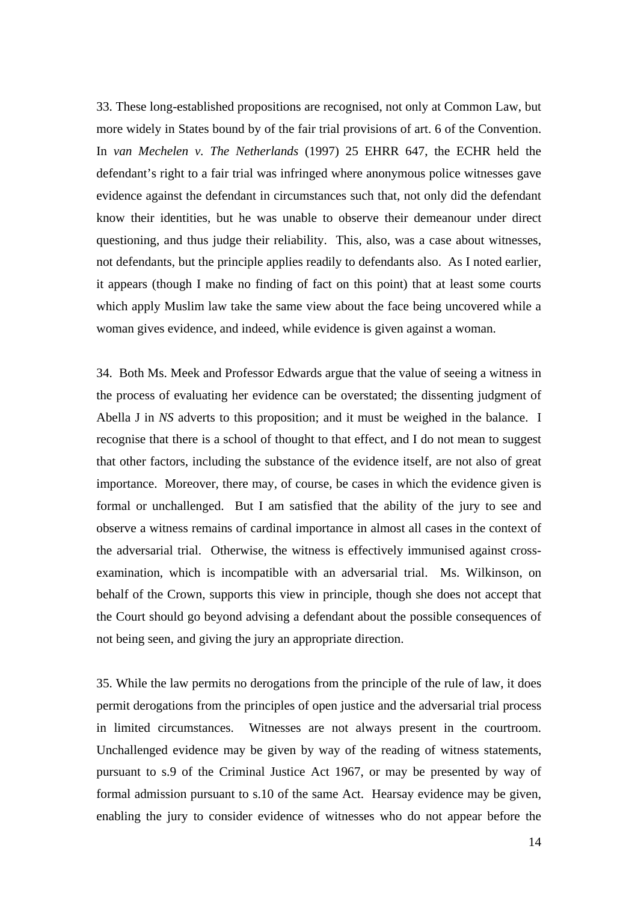33. These long-established propositions are recognised, not only at Common Law, but more widely in States bound by of the fair trial provisions of art. 6 of the Convention. In *van Mechelen v. The Netherlands* (1997) 25 EHRR 647, the ECHR held the defendant's right to a fair trial was infringed where anonymous police witnesses gave evidence against the defendant in circumstances such that, not only did the defendant know their identities, but he was unable to observe their demeanour under direct questioning, and thus judge their reliability. This, also, was a case about witnesses, not defendants, but the principle applies readily to defendants also. As I noted earlier, it appears (though I make no finding of fact on this point) that at least some courts which apply Muslim law take the same view about the face being uncovered while a woman gives evidence, and indeed, while evidence is given against a woman.

34. Both Ms. Meek and Professor Edwards argue that the value of seeing a witness in the process of evaluating her evidence can be overstated; the dissenting judgment of Abella J in *NS* adverts to this proposition; and it must be weighed in the balance. I recognise that there is a school of thought to that effect, and I do not mean to suggest that other factors, including the substance of the evidence itself, are not also of great importance. Moreover, there may, of course, be cases in which the evidence given is formal or unchallenged. But I am satisfied that the ability of the jury to see and observe a witness remains of cardinal importance in almost all cases in the context of the adversarial trial. Otherwise, the witness is effectively immunised against cross-examination, which is incompatible with an adversarial trial. Ms. Wilkinson, on behalf of the Crown, supports this view in principle, though she does not accept that the Court should go beyond advising a defendant about the possible consequences of not being seen, and giving the jury an appropriate direction.

35. While the law permits no derogations from the principle of the rule of law, it does permit derogations from the principles of open justice and the adversarial trial process in limited circumstances. Witnesses are not always present in the courtroom. Unchallenged evidence may be given by way of the reading of witness statements, pursuant to s.9 of the Criminal Justice Act 1967, or may be presented by way of formal admission pursuant to s.10 of the same Act. Hearsay evidence may be given, enabling the jury to consider evidence of witnesses who do not appear before the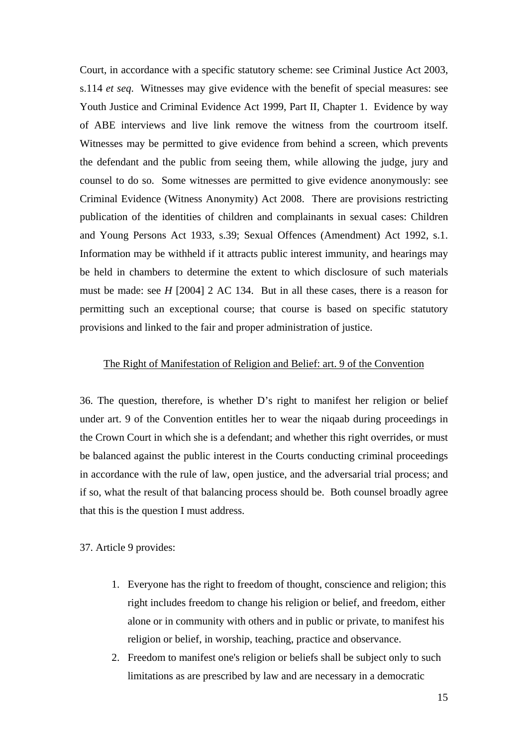Court, in accordance with a specific statutory scheme: see Criminal Justice Act 2003, s.114 *et seq*. Witnesses may give evidence with the benefit of special measures: see Youth Justice and Criminal Evidence Act 1999, Part II, Chapter 1. Evidence by way of ABE interviews and live link remove the witness from the courtroom itself. Witnesses may be permitted to give evidence from behind a screen, which prevents the defendant and the public from seeing them, while allowing the judge, jury and counsel to do so. Some witnesses are permitted to give evidence anonymously: see Criminal Evidence (Witness Anonymity) Act 2008. There are provisions restricting publication of the identities of children and complainants in sexual cases: Children and Young Persons Act 1933, s.39; Sexual Offences (Amendment) Act 1992, s.1. Information may be withheld if it attracts public interest immunity, and hearings may be held in chambers to determine the extent to which disclosure of such materials must be made: see *H* [2004] 2 AC 134. But in all these cases, there is a reason for permitting such an exceptional course; that course is based on specific statutory provisions and linked to the fair and proper administration of justice.

<u>The Right of Manifestation of Religion and Belief: art. 9 of the Convention</u>

36. The question, therefore, is whether D's right to manifest her religion or belief under art. 9 of the Convention entitles her to wear the niqaab during proceedings in the Crown Court in which she is a defendant; and whether this right overrides, or must be balanced against the public interest in the Courts conducting criminal proceedings in accordance with the rule of law, open justice, and the adversarial trial process; and if so, what the result of that balancing process should be. Both counsel broadly agree that this is the question I must address.

37. Article 9 provides:

1. Everyone has the right to freedom of thought, conscience and religion; this right includes freedom to change his religion or belief, and freedom, either alone or in community with others and in public or private, to manifest his religion or belief, in worship, teaching, practice and observance.
2. Freedom to manifest one's religion or beliefs shall be subject only to such limitations as are prescribed by law and are necessary in a democratic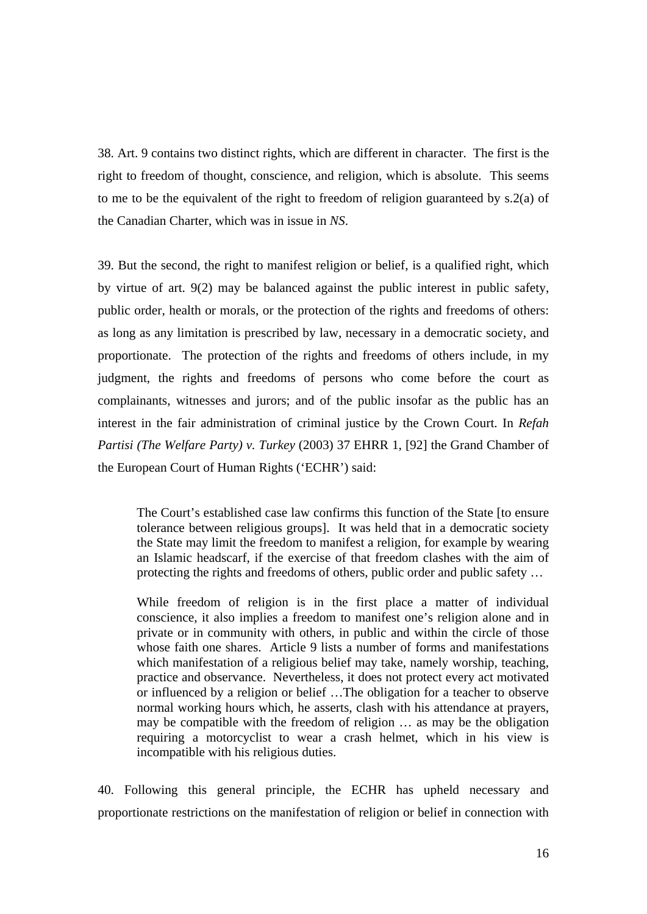38. Art. 9 contains two distinct rights, which are different in character. The first is the right to freedom of thought, conscience, and religion, which is absolute. This seems to me to be the equivalent of the right to freedom of religion guaranteed by s.2(a) of the Canadian Charter, which was in issue in *NS*.

39. But the second, the right to manifest religion or belief, is a qualified right, which by virtue of art. 9(2) may be balanced against the public interest in public safety, public order, health or morals, or the protection of the rights and freedoms of others: as long as any limitation is prescribed by law, necessary in a democratic society, and proportionate. The protection of the rights and freedoms of others include, in my judgment, the rights and freedoms of persons who come before the court as complainants, witnesses and jurors; and of the public insofar as the public has an interest in the fair administration of criminal justice by the Crown Court. In *Refah Partisi (The Welfare Party) v. Turkey* (2003) 37 EHRR 1, [92] the Grand Chamber of the European Court of Human Rights ('ECHR') said:

> The Court's established case law confirms this function of the State [to ensure tolerance between religious groups]. It was held that in a democratic society the State may limit the freedom to manifest a religion, for example by wearing an Islamic headscarf, if the exercise of that freedom clashes with the aim of protecting the rights and freedoms of others, public order and public safety …
>
> While freedom of religion is in the first place a matter of individual conscience, it also implies a freedom to manifest one's religion alone and in private or in community with others, in public and within the circle of those whose faith one shares. Article 9 lists a number of forms and manifestations which manifestation of a religious belief may take, namely worship, teaching, practice and observance. Nevertheless, it does not protect every act motivated or influenced by a religion or belief …The obligation for a teacher to observe normal working hours which, he asserts, clash with his attendance at prayers, may be compatible with the freedom of religion … as may be the obligation requiring a motorcyclist to wear a crash helmet, which in his view is incompatible with his religious duties.

40. Following this general principle, the ECHR has upheld necessary and proportionate restrictions on the manifestation of religion or belief in connection with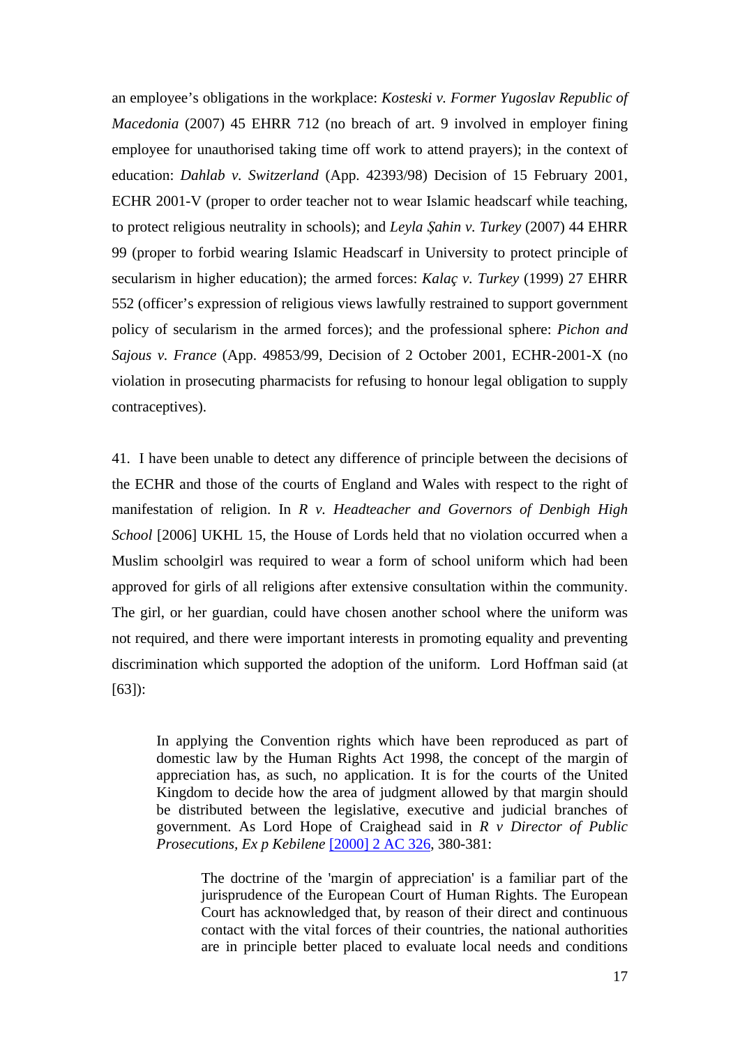an employee's obligations in the workplace: *Kosteski v. Former Yugoslav Republic of Macedonia* (2007) 45 EHRR 712 (no breach of art. 9 involved in employer fining employee for unauthorised taking time off work to attend prayers); in the context of education: *Dahlab v. Switzerland* (App. 42393/98) Decision of 15 February 2001, ECHR 2001-V (proper to order teacher not to wear Islamic headscarf while teaching, to protect religious neutrality in schools); and *Leyla Şahin v. Turkey* (2007) 44 EHRR 99 (proper to forbid wearing Islamic Headscarf in University to protect principle of secularism in higher education); the armed forces: *Kalaç v. Turkey* (1999) 27 EHRR 552 (officer's expression of religious views lawfully restrained to support government policy of secularism in the armed forces); and the professional sphere: *Pichon and Sajous v. France* (App. 49853/99, Decision of 2 October 2001, ECHR-2001-X (no violation in prosecuting pharmacists for refusing to honour legal obligation to supply contraceptives).

41. I have been unable to detect any difference of principle between the decisions of the ECHR and those of the courts of England and Wales with respect to the right of manifestation of religion. In *R v. Headteacher and Governors of Denbigh High School* [2006] UKHL 15, the House of Lords held that no violation occurred when a Muslim schoolgirl was required to wear a form of school uniform which had been approved for girls of all religions after extensive consultation within the community. The girl, or her guardian, could have chosen another school where the uniform was not required, and there were important interests in promoting equality and preventing discrimination which supported the adoption of the uniform. Lord Hoffman said (at [63]):

> In applying the Convention rights which have been reproduced as part of domestic law by the Human Rights Act 1998, the concept of the margin of appreciation has, as such, no application. It is for the courts of the United Kingdom to decide how the area of judgment allowed by that margin should be distributed between the legislative, executive and judicial branches of government. As Lord Hope of Craighead said in *R v Director of Public Prosecutions, Ex p Kebilene* [2000] 2 AC 326, 380-381:
>
> > The doctrine of the 'margin of appreciation' is a familiar part of the jurisprudence of the European Court of Human Rights. The European Court has acknowledged that, by reason of their direct and continuous contact with the vital forces of their countries, the national authorities are in principle better placed to evaluate local needs and conditions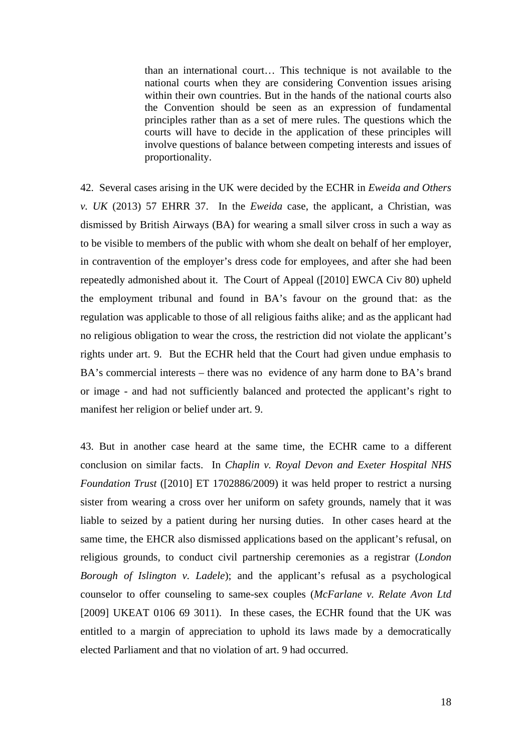> than an international court… This technique is not available to the national courts when they are considering Convention issues arising within their own countries. But in the hands of the national courts also the Convention should be seen as an expression of fundamental principles rather than as a set of mere rules. The questions which the courts will have to decide in the application of these principles will involve questions of balance between competing interests and issues of proportionality.

42. Several cases arising in the UK were decided by the ECHR in *Eweida and Others v. UK* (2013) 57 EHRR 37. In the *Eweida* case, the applicant, a Christian, was dismissed by British Airways (BA) for wearing a small silver cross in such a way as to be visible to members of the public with whom she dealt on behalf of her employer, in contravention of the employer's dress code for employees, and after she had been repeatedly admonished about it. The Court of Appeal ([2010] EWCA Civ 80) upheld the employment tribunal and found in BA's favour on the ground that: as the regulation was applicable to those of all religious faiths alike; and as the applicant had no religious obligation to wear the cross, the restriction did not violate the applicant's rights under art. 9. But the ECHR held that the Court had given undue emphasis to BA's commercial interests – there was no evidence of any harm done to BA's brand or image - and had not sufficiently balanced and protected the applicant's right to manifest her religion or belief under art. 9.

43. But in another case heard at the same time, the ECHR came to a different conclusion on similar facts. In *Chaplin v. Royal Devon and Exeter Hospital NHS Foundation Trust* ([2010] ET 1702886/2009) it was held proper to restrict a nursing sister from wearing a cross over her uniform on safety grounds, namely that it was liable to seized by a patient during her nursing duties. In other cases heard at the same time, the EHCR also dismissed applications based on the applicant's refusal, on religious grounds, to conduct civil partnership ceremonies as a registrar (*London Borough of Islington v. Ladele*); and the applicant's refusal as a psychological counselor to offer counseling to same-sex couples (*McFarlane v. Relate Avon Ltd* [2009] UKEAT 0106 69 3011). In these cases, the ECHR found that the UK was entitled to a margin of appreciation to uphold its laws made by a democratically elected Parliament and that no violation of art. 9 had occurred.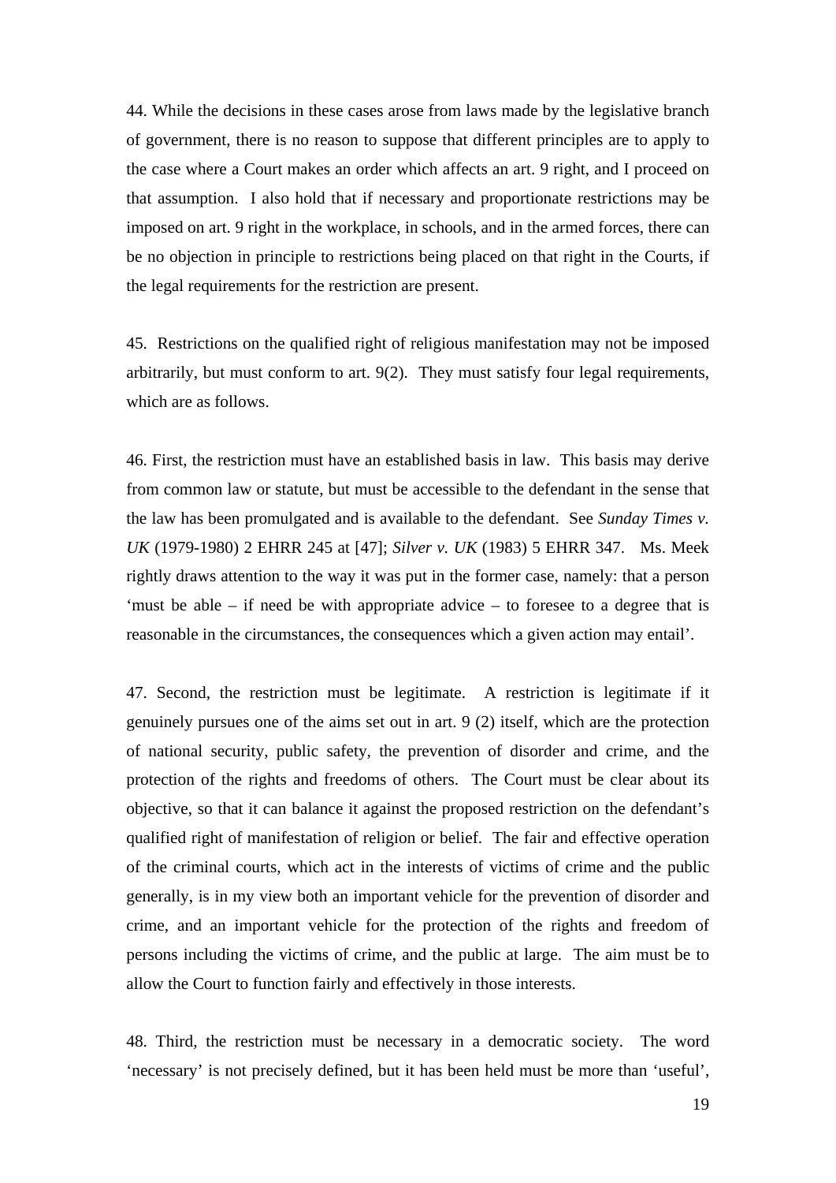44. While the decisions in these cases arose from laws made by the legislative branch of government, there is no reason to suppose that different principles are to apply to the case where a Court makes an order which affects an art. 9 right, and I proceed on that assumption. I also hold that if necessary and proportionate restrictions may be imposed on art. 9 right in the workplace, in schools, and in the armed forces, there can be no objection in principle to restrictions being placed on that right in the Courts, if the legal requirements for the restriction are present.

45. Restrictions on the qualified right of religious manifestation may not be imposed arbitrarily, but must conform to art. 9(2). They must satisfy four legal requirements, which are as follows.

46. First, the restriction must have an established basis in law. This basis may derive from common law or statute, but must be accessible to the defendant in the sense that the law has been promulgated and is available to the defendant. See *Sunday Times v. UK* (1979-1980) 2 EHRR 245 at [47]; *Silver v. UK* (1983) 5 EHRR 347. Ms. Meek rightly draws attention to the way it was put in the former case, namely: that a person 'must be able – if need be with appropriate advice – to foresee to a degree that is reasonable in the circumstances, the consequences which a given action may entail'.

47. Second, the restriction must be legitimate. A restriction is legitimate if it genuinely pursues one of the aims set out in art. 9 (2) itself, which are the protection of national security, public safety, the prevention of disorder and crime, and the protection of the rights and freedoms of others. The Court must be clear about its objective, so that it can balance it against the proposed restriction on the defendant's qualified right of manifestation of religion or belief. The fair and effective operation of the criminal courts, which act in the interests of victims of crime and the public generally, is in my view both an important vehicle for the prevention of disorder and crime, and an important vehicle for the protection of the rights and freedom of persons including the victims of crime, and the public at large. The aim must be to allow the Court to function fairly and effectively in those interests.

48. Third, the restriction must be necessary in a democratic society. The word 'necessary' is not precisely defined, but it has been held must be more than 'useful',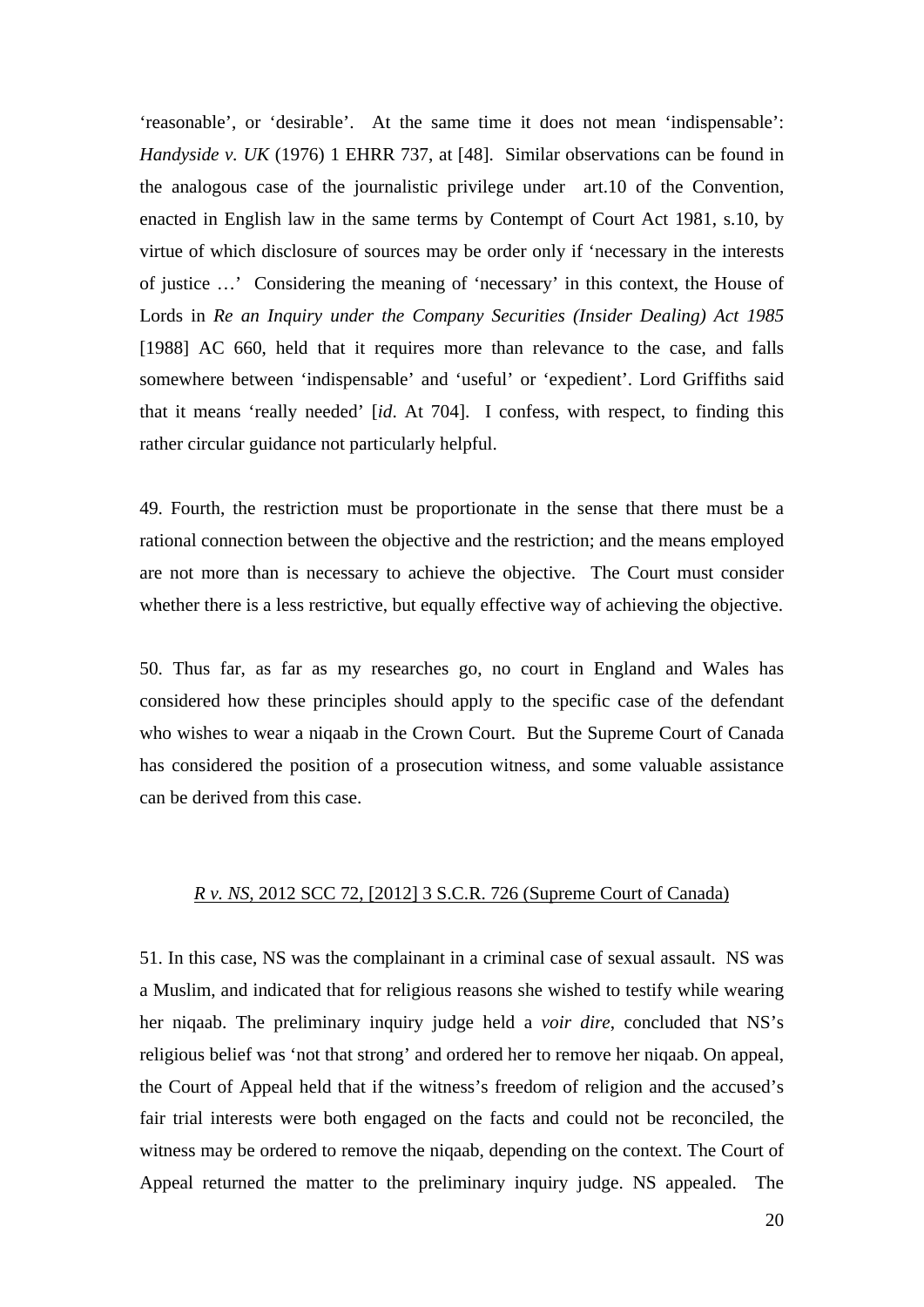'reasonable', or 'desirable'. At the same time it does not mean 'indispensable': *Handyside v. UK* (1976) 1 EHRR 737, at [48]. Similar observations can be found in the analogous case of the journalistic privilege under art.10 of the Convention, enacted in English law in the same terms by Contempt of Court Act 1981, s.10, by virtue of which disclosure of sources may be order only if 'necessary in the interests of justice …' Considering the meaning of 'necessary' in this context, the House of Lords in *Re an Inquiry under the Company Securities (Insider Dealing) Act 1985* [1988] AC 660, held that it requires more than relevance to the case, and falls somewhere between 'indispensable' and 'useful' or 'expedient'. Lord Griffiths said that it means 'really needed' [*id*. At 704]. I confess, with respect, to finding this rather circular guidance not particularly helpful.

49. Fourth, the restriction must be proportionate in the sense that there must be a rational connection between the objective and the restriction; and the means employed are not more than is necessary to achieve the objective. The Court must consider whether there is a less restrictive, but equally effective way of achieving the objective.

50. Thus far, as far as my researches go, no court in England and Wales has considered how these principles should apply to the specific case of the defendant who wishes to wear a niqaab in the Crown Court. But the Supreme Court of Canada has considered the position of a prosecution witness, and some valuable assistance can be derived from this case.

<u>*R v. NS,* 2012 SCC 72, [2012] 3 S.C.R. 726 (Supreme Court of Canada)</u>

51. In this case, NS was the complainant in a criminal case of sexual assault. NS was a Muslim, and indicated that for religious reasons she wished to testify while wearing her niqaab. The preliminary inquiry judge held a *voir dire*, concluded that NS's religious belief was 'not that strong' and ordered her to remove her niqaab. On appeal, the Court of Appeal held that if the witness's freedom of religion and the accused's fair trial interests were both engaged on the facts and could not be reconciled, the witness may be ordered to remove the niqaab, depending on the context. The Court of Appeal returned the matter to the preliminary inquiry judge. NS appealed. The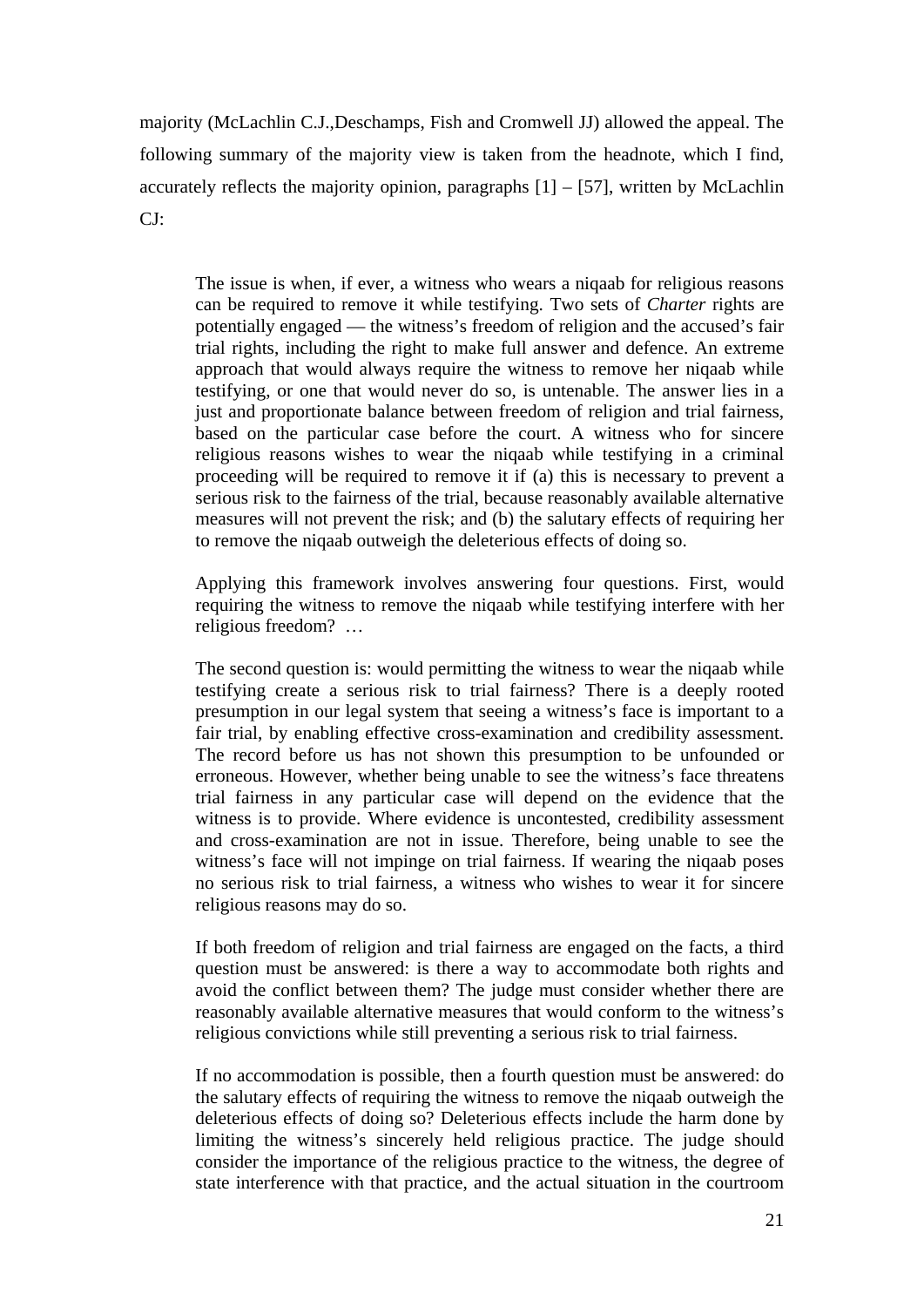majority (McLachlin C.J.,Deschamps, Fish and Cromwell JJ) allowed the appeal. The following summary of the majority view is taken from the headnote, which I find, accurately reflects the majority opinion, paragraphs [1] – [57], written by McLachlin CJ:

> The issue is when, if ever, a witness who wears a niqaab for religious reasons can be required to remove it while testifying. Two sets of *Charter* rights are potentially engaged — the witness's freedom of religion and the accused's fair trial rights, including the right to make full answer and defence. An extreme approach that would always require the witness to remove her niqaab while testifying, or one that would never do so, is untenable. The answer lies in a just and proportionate balance between freedom of religion and trial fairness, based on the particular case before the court. A witness who for sincere religious reasons wishes to wear the niqaab while testifying in a criminal proceeding will be required to remove it if (a) this is necessary to prevent a serious risk to the fairness of the trial, because reasonably available alternative measures will not prevent the risk; and (b) the salutary effects of requiring her to remove the niqaab outweigh the deleterious effects of doing so.
>
> Applying this framework involves answering four questions. First, would requiring the witness to remove the niqaab while testifying interfere with her religious freedom? …
>
> The second question is: would permitting the witness to wear the niqaab while testifying create a serious risk to trial fairness? There is a deeply rooted presumption in our legal system that seeing a witness's face is important to a fair trial, by enabling effective cross-examination and credibility assessment. The record before us has not shown this presumption to be unfounded or erroneous. However, whether being unable to see the witness's face threatens trial fairness in any particular case will depend on the evidence that the witness is to provide. Where evidence is uncontested, credibility assessment and cross-examination are not in issue. Therefore, being unable to see the witness's face will not impinge on trial fairness. If wearing the niqaab poses no serious risk to trial fairness, a witness who wishes to wear it for sincere religious reasons may do so.
>
> If both freedom of religion and trial fairness are engaged on the facts, a third question must be answered: is there a way to accommodate both rights and avoid the conflict between them? The judge must consider whether there are reasonably available alternative measures that would conform to the witness's religious convictions while still preventing a serious risk to trial fairness.
>
> If no accommodation is possible, then a fourth question must be answered: do the salutary effects of requiring the witness to remove the niqaab outweigh the deleterious effects of doing so? Deleterious effects include the harm done by limiting the witness's sincerely held religious practice. The judge should consider the importance of the religious practice to the witness, the degree of state interference with that practice, and the actual situation in the courtroom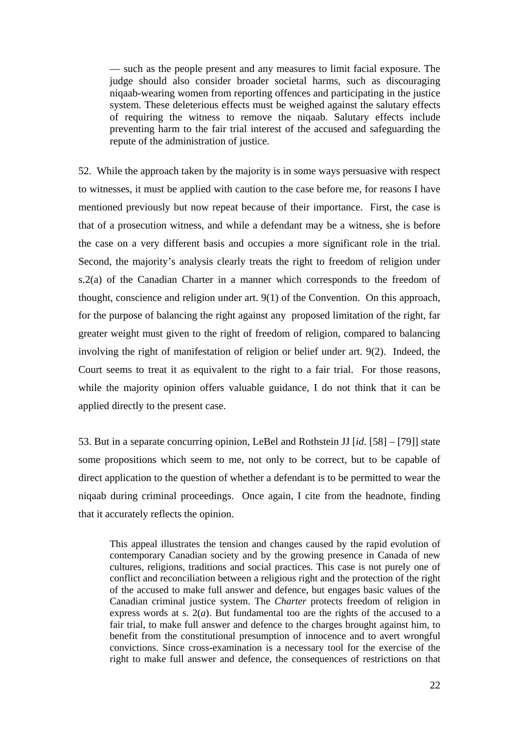> — such as the people present and any measures to limit facial exposure. The judge should also consider broader societal harms, such as discouraging niqaab-wearing women from reporting offences and participating in the justice system. These deleterious effects must be weighed against the salutary effects of requiring the witness to remove the niqaab. Salutary effects include preventing harm to the fair trial interest of the accused and safeguarding the repute of the administration of justice.

52. While the approach taken by the majority is in some ways persuasive with respect to witnesses, it must be applied with caution to the case before me, for reasons I have mentioned previously but now repeat because of their importance. First, the case is that of a prosecution witness, and while a defendant may be a witness, she is before the case on a very different basis and occupies a more significant role in the trial. Second, the majority's analysis clearly treats the right to freedom of religion under s.2(a) of the Canadian Charter in a manner which corresponds to the freedom of thought, conscience and religion under art. 9(1) of the Convention. On this approach, for the purpose of balancing the right against any proposed limitation of the right, far greater weight must given to the right of freedom of religion, compared to balancing involving the right of manifestation of religion or belief under art. 9(2). Indeed, the Court seems to treat it as equivalent to the right to a fair trial. For those reasons, while the majority opinion offers valuable guidance, I do not think that it can be applied directly to the present case.

53. But in a separate concurring opinion, LeBel and Rothstein JJ [*id*. [58] – [79]] state some propositions which seem to me, not only to be correct, but to be capable of direct application to the question of whether a defendant is to be permitted to wear the niqaab during criminal proceedings. Once again, I cite from the headnote, finding that it accurately reflects the opinion.

> This appeal illustrates the tension and changes caused by the rapid evolution of contemporary Canadian society and by the growing presence in Canada of new cultures, religions, traditions and social practices. This case is not purely one of conflict and reconciliation between a religious right and the protection of the right of the accused to make full answer and defence, but engages basic values of the Canadian criminal justice system. The *Charter* protects freedom of religion in express words at s. 2(*a*). But fundamental too are the rights of the accused to a fair trial, to make full answer and defence to the charges brought against him, to benefit from the constitutional presumption of innocence and to avert wrongful convictions. Since cross-examination is a necessary tool for the exercise of the right to make full answer and defence, the consequences of restrictions on that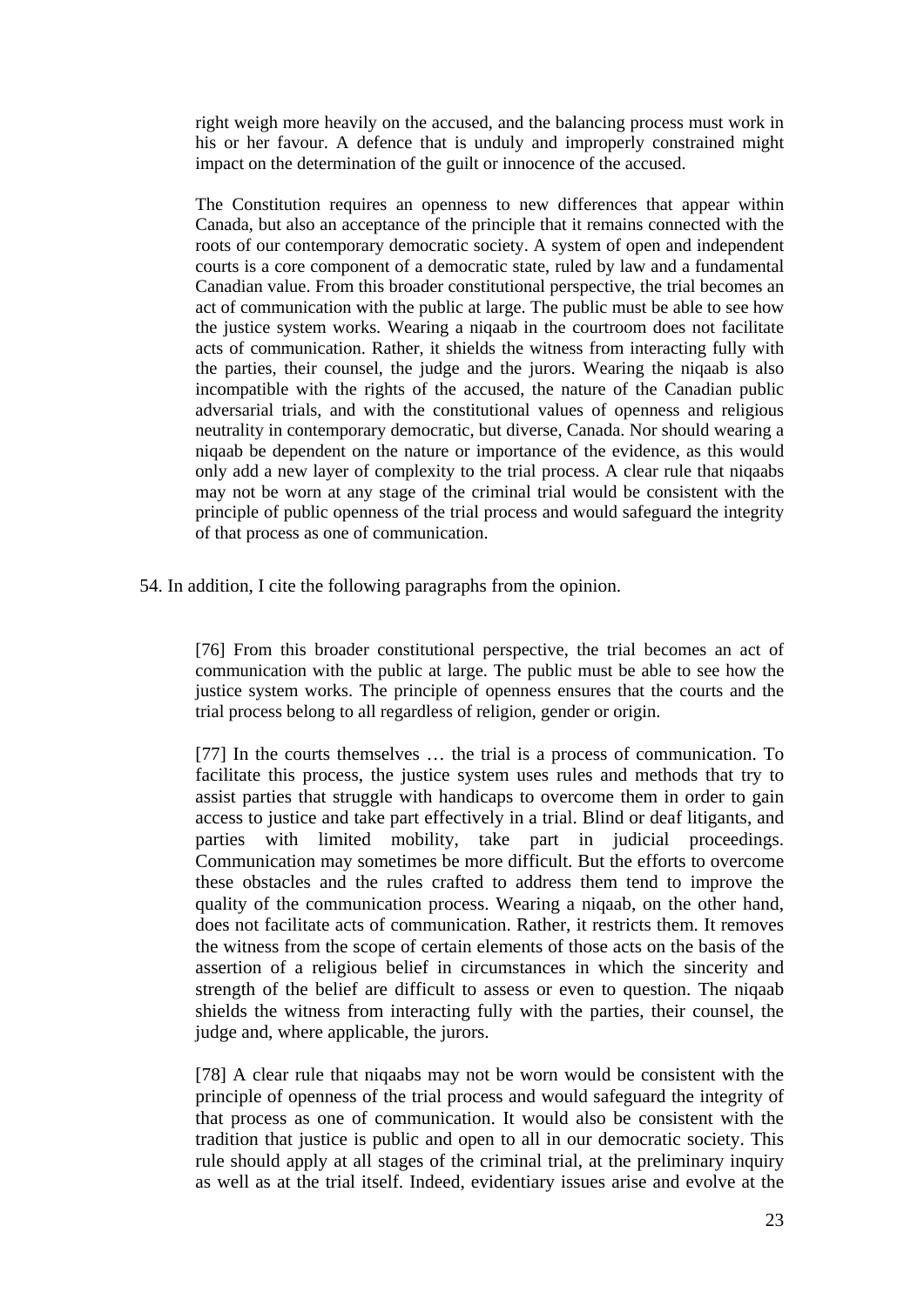> right weigh more heavily on the accused, and the balancing process must work in his or her favour. A defence that is unduly and improperly constrained might impact on the determination of the guilt or innocence of the accused.
>
> The Constitution requires an openness to new differences that appear within Canada, but also an acceptance of the principle that it remains connected with the roots of our contemporary democratic society. A system of open and independent courts is a core component of a democratic state, ruled by law and a fundamental Canadian value. From this broader constitutional perspective, the trial becomes an act of communication with the public at large. The public must be able to see how the justice system works. Wearing a niqaab in the courtroom does not facilitate acts of communication. Rather, it shields the witness from interacting fully with the parties, their counsel, the judge and the jurors. Wearing the niqaab is also incompatible with the rights of the accused, the nature of the Canadian public adversarial trials, and with the constitutional values of openness and religious neutrality in contemporary democratic, but diverse, Canada. Nor should wearing a niqaab be dependent on the nature or importance of the evidence, as this would only add a new layer of complexity to the trial process. A clear rule that niqaabs may not be worn at any stage of the criminal trial would be consistent with the principle of public openness of the trial process and would safeguard the integrity of that process as one of communication.

54. In addition, I cite the following paragraphs from the opinion.

> [76] From this broader constitutional perspective, the trial becomes an act of communication with the public at large. The public must be able to see how the justice system works. The principle of openness ensures that the courts and the trial process belong to all regardless of religion, gender or origin.
>
> [77] In the courts themselves … the trial is a process of communication. To facilitate this process, the justice system uses rules and methods that try to assist parties that struggle with handicaps to overcome them in order to gain access to justice and take part effectively in a trial. Blind or deaf litigants, and parties with limited mobility, take part in judicial proceedings. Communication may sometimes be more difficult. But the efforts to overcome these obstacles and the rules crafted to address them tend to improve the quality of the communication process. Wearing a niqaab, on the other hand, does not facilitate acts of communication. Rather, it restricts them. It removes the witness from the scope of certain elements of those acts on the basis of the assertion of a religious belief in circumstances in which the sincerity and strength of the belief are difficult to assess or even to question. The niqaab shields the witness from interacting fully with the parties, their counsel, the judge and, where applicable, the jurors.
>
> [78] A clear rule that niqaabs may not be worn would be consistent with the principle of openness of the trial process and would safeguard the integrity of that process as one of communication. It would also be consistent with the tradition that justice is public and open to all in our democratic society. This rule should apply at all stages of the criminal trial, at the preliminary inquiry as well as at the trial itself. Indeed, evidentiary issues arise and evolve at the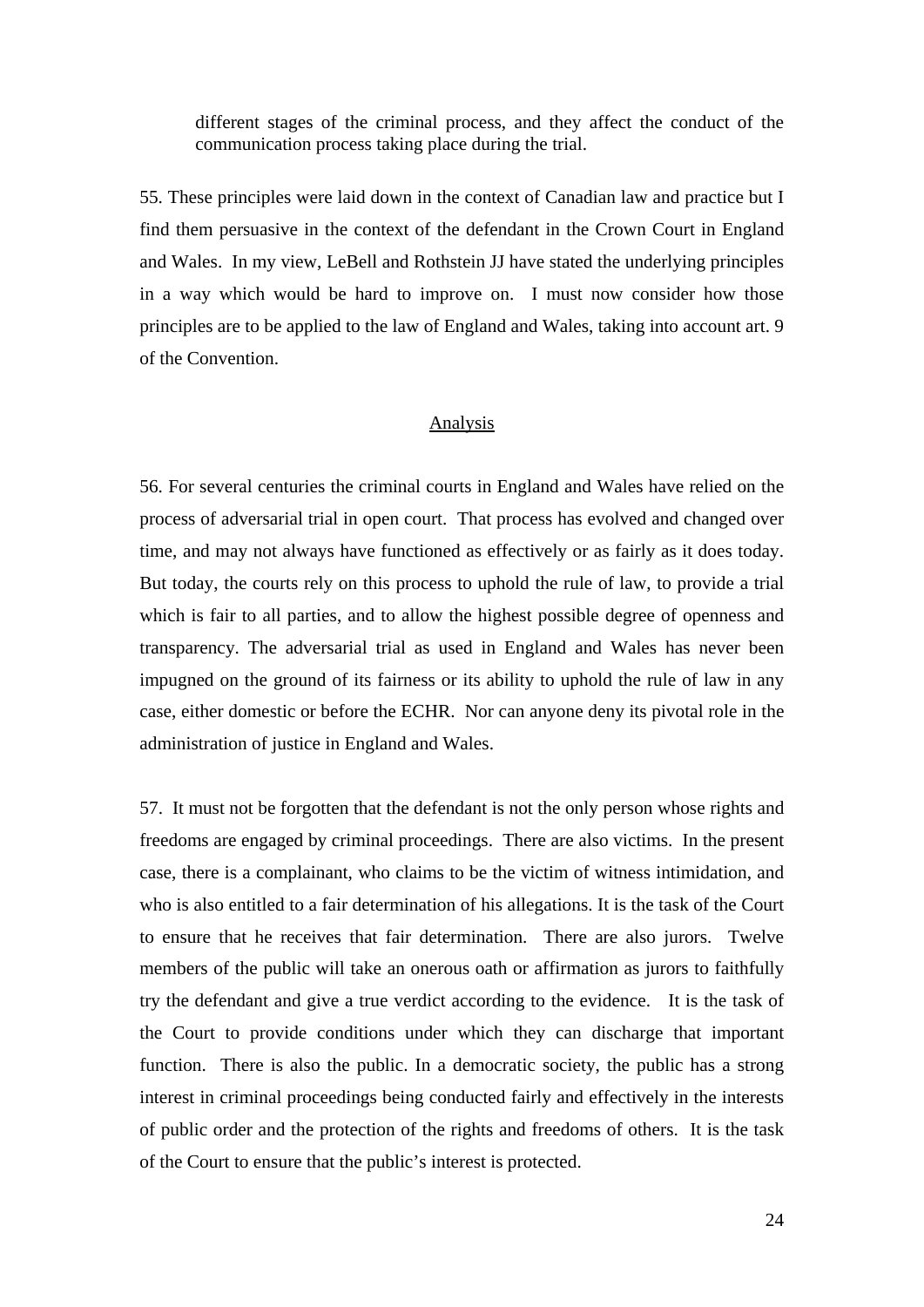> different stages of the criminal process, and they affect the conduct of the communication process taking place during the trial.

55. These principles were laid down in the context of Canadian law and practice but I find them persuasive in the context of the defendant in the Crown Court in England and Wales. In my view, LeBell and Rothstein JJ have stated the underlying principles in a way which would be hard to improve on. I must now consider how those principles are to be applied to the law of England and Wales, taking into account art. 9 of the Convention.

## Analysis

56. For several centuries the criminal courts in England and Wales have relied on the process of adversarial trial in open court. That process has evolved and changed over time, and may not always have functioned as effectively or as fairly as it does today. But today, the courts rely on this process to uphold the rule of law, to provide a trial which is fair to all parties, and to allow the highest possible degree of openness and transparency. The adversarial trial as used in England and Wales has never been impugned on the ground of its fairness or its ability to uphold the rule of law in any case, either domestic or before the ECHR. Nor can anyone deny its pivotal role in the administration of justice in England and Wales.

57. It must not be forgotten that the defendant is not the only person whose rights and freedoms are engaged by criminal proceedings. There are also victims. In the present case, there is a complainant, who claims to be the victim of witness intimidation, and who is also entitled to a fair determination of his allegations. It is the task of the Court to ensure that he receives that fair determination. There are also jurors. Twelve members of the public will take an onerous oath or affirmation as jurors to faithfully try the defendant and give a true verdict according to the evidence. It is the task of the Court to provide conditions under which they can discharge that important function. There is also the public. In a democratic society, the public has a strong interest in criminal proceedings being conducted fairly and effectively in the interests of public order and the protection of the rights and freedoms of others. It is the task of the Court to ensure that the public's interest is protected.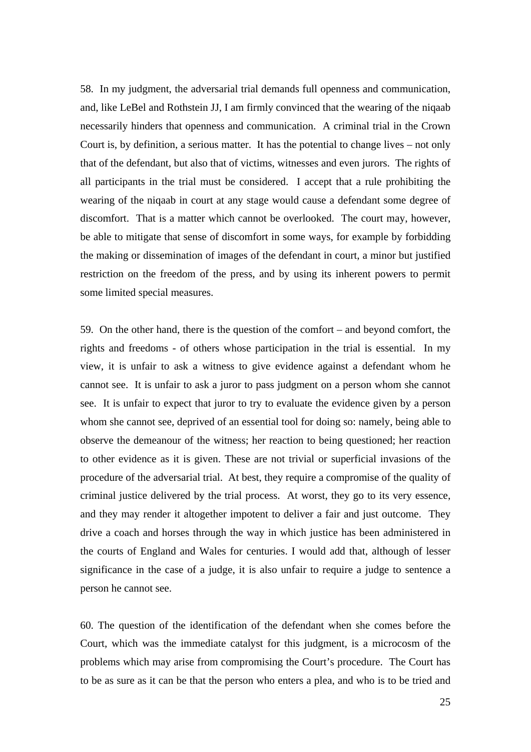58. In my judgment, the adversarial trial demands full openness and communication, and, like LeBel and Rothstein JJ, I am firmly convinced that the wearing of the niqaab necessarily hinders that openness and communication. A criminal trial in the Crown Court is, by definition, a serious matter. It has the potential to change lives – not only that of the defendant, but also that of victims, witnesses and even jurors. The rights of all participants in the trial must be considered. I accept that a rule prohibiting the wearing of the niqaab in court at any stage would cause a defendant some degree of discomfort. That is a matter which cannot be overlooked. The court may, however, be able to mitigate that sense of discomfort in some ways, for example by forbidding the making or dissemination of images of the defendant in court, a minor but justified restriction on the freedom of the press, and by using its inherent powers to permit some limited special measures.

59. On the other hand, there is the question of the comfort – and beyond comfort, the rights and freedoms - of others whose participation in the trial is essential. In my view, it is unfair to ask a witness to give evidence against a defendant whom he cannot see. It is unfair to ask a juror to pass judgment on a person whom she cannot see. It is unfair to expect that juror to try to evaluate the evidence given by a person whom she cannot see, deprived of an essential tool for doing so: namely, being able to observe the demeanour of the witness; her reaction to being questioned; her reaction to other evidence as it is given. These are not trivial or superficial invasions of the procedure of the adversarial trial. At best, they require a compromise of the quality of criminal justice delivered by the trial process. At worst, they go to its very essence, and they may render it altogether impotent to deliver a fair and just outcome. They drive a coach and horses through the way in which justice has been administered in the courts of England and Wales for centuries. I would add that, although of lesser significance in the case of a judge, it is also unfair to require a judge to sentence a person he cannot see.

60. The question of the identification of the defendant when she comes before the Court, which was the immediate catalyst for this judgment, is a microcosm of the problems which may arise from compromising the Court's procedure. The Court has to be as sure as it can be that the person who enters a plea, and who is to be tried and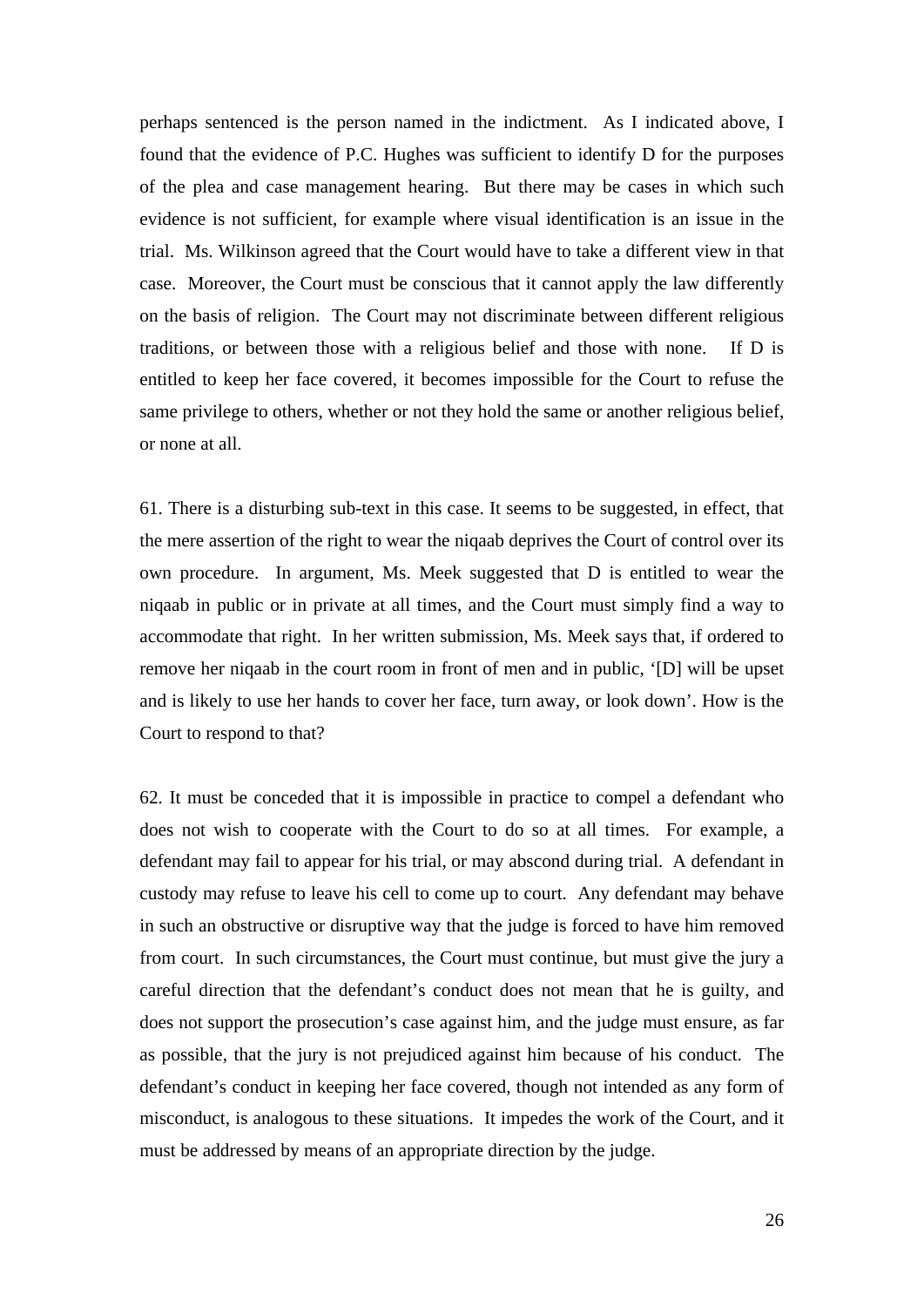perhaps sentenced is the person named in the indictment. As I indicated above, I found that the evidence of P.C. Hughes was sufficient to identify D for the purposes of the plea and case management hearing. But there may be cases in which such evidence is not sufficient, for example where visual identification is an issue in the trial. Ms. Wilkinson agreed that the Court would have to take a different view in that case. Moreover, the Court must be conscious that it cannot apply the law differently on the basis of religion. The Court may not discriminate between different religious traditions, or between those with a religious belief and those with none. If D is entitled to keep her face covered, it becomes impossible for the Court to refuse the same privilege to others, whether or not they hold the same or another religious belief, or none at all.

61. There is a disturbing sub-text in this case. It seems to be suggested, in effect, that the mere assertion of the right to wear the niqaab deprives the Court of control over its own procedure. In argument, Ms. Meek suggested that D is entitled to wear the niqaab in public or in private at all times, and the Court must simply find a way to accommodate that right. In her written submission, Ms. Meek says that, if ordered to remove her niqaab in the court room in front of men and in public, '[D] will be upset and is likely to use her hands to cover her face, turn away, or look down'. How is the Court to respond to that?

62. It must be conceded that it is impossible in practice to compel a defendant who does not wish to cooperate with the Court to do so at all times. For example, a defendant may fail to appear for his trial, or may abscond during trial. A defendant in custody may refuse to leave his cell to come up to court. Any defendant may behave in such an obstructive or disruptive way that the judge is forced to have him removed from court. In such circumstances, the Court must continue, but must give the jury a careful direction that the defendant's conduct does not mean that he is guilty, and does not support the prosecution's case against him, and the judge must ensure, as far as possible, that the jury is not prejudiced against him because of his conduct. The defendant's conduct in keeping her face covered, though not intended as any form of misconduct, is analogous to these situations. It impedes the work of the Court, and it must be addressed by means of an appropriate direction by the judge.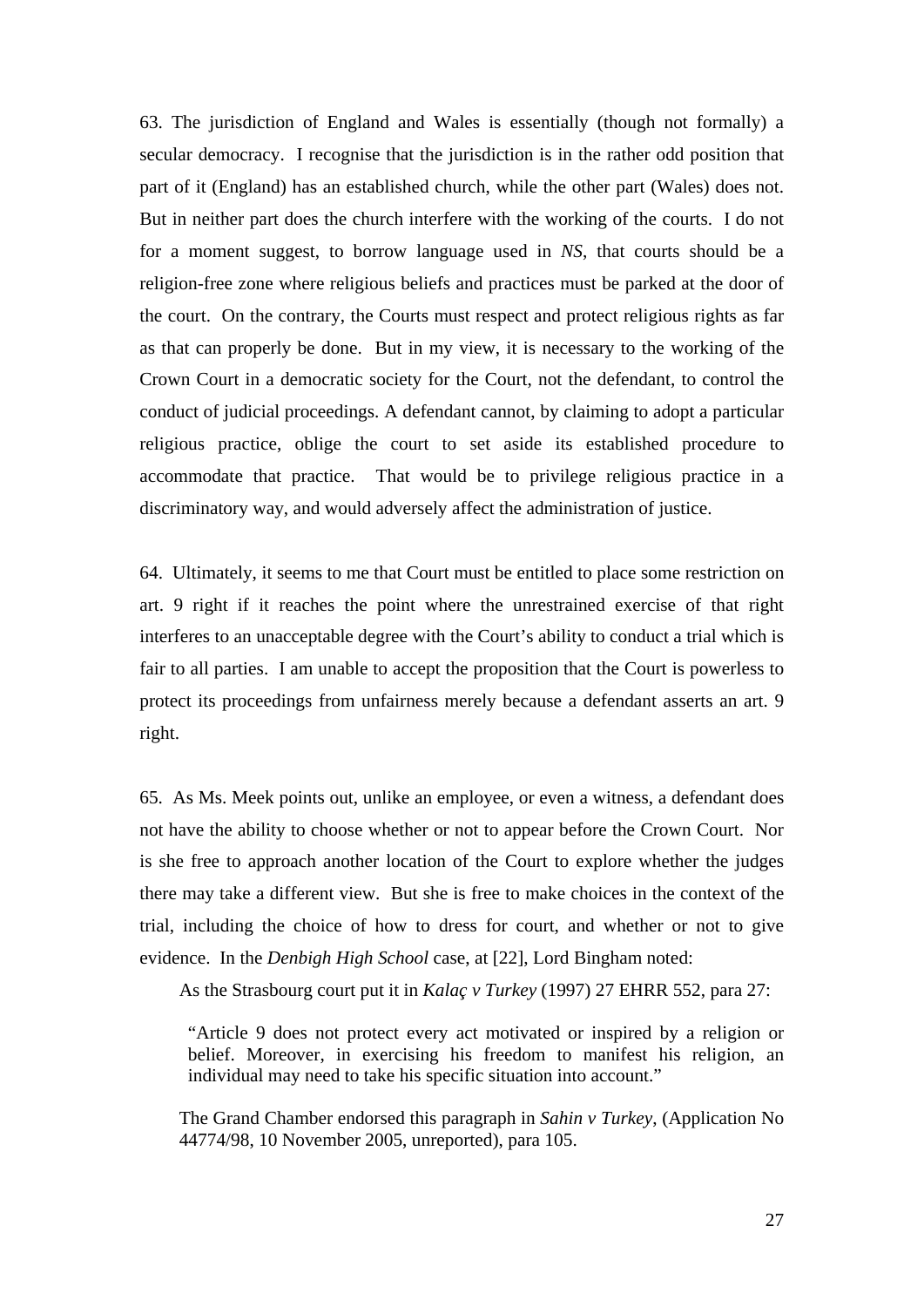63. The jurisdiction of England and Wales is essentially (though not formally) a secular democracy. I recognise that the jurisdiction is in the rather odd position that part of it (England) has an established church, while the other part (Wales) does not. But in neither part does the church interfere with the working of the courts. I do not for a moment suggest, to borrow language used in *NS*, that courts should be a religion-free zone where religious beliefs and practices must be parked at the door of the court. On the contrary, the Courts must respect and protect religious rights as far as that can properly be done. But in my view, it is necessary to the working of the Crown Court in a democratic society for the Court, not the defendant, to control the conduct of judicial proceedings. A defendant cannot, by claiming to adopt a particular religious practice, oblige the court to set aside its established procedure to accommodate that practice. That would be to privilege religious practice in a discriminatory way, and would adversely affect the administration of justice.

64. Ultimately, it seems to me that Court must be entitled to place some restriction on art. 9 right if it reaches the point where the unrestrained exercise of that right interferes to an unacceptable degree with the Court's ability to conduct a trial which is fair to all parties. I am unable to accept the proposition that the Court is powerless to protect its proceedings from unfairness merely because a defendant asserts an art. 9 right.

65. As Ms. Meek points out, unlike an employee, or even a witness, a defendant does not have the ability to choose whether or not to appear before the Crown Court. Nor is she free to approach another location of the Court to explore whether the judges there may take a different view. But she is free to make choices in the context of the trial, including the choice of how to dress for court, and whether or not to give evidence. In the *Denbigh High School* case, at [22], Lord Bingham noted:

> As the Strasbourg court put it in *Kalaç v Turkey* (1997) 27 EHRR 552, para 27:
>
> > "Article 9 does not protect every act motivated or inspired by a religion or belief. Moreover, in exercising his freedom to manifest his religion, an individual may need to take his specific situation into account."
>
> The Grand Chamber endorsed this paragraph in *Sahin v Turkey*, (Application No 44774/98, 10 November 2005, unreported), para 105.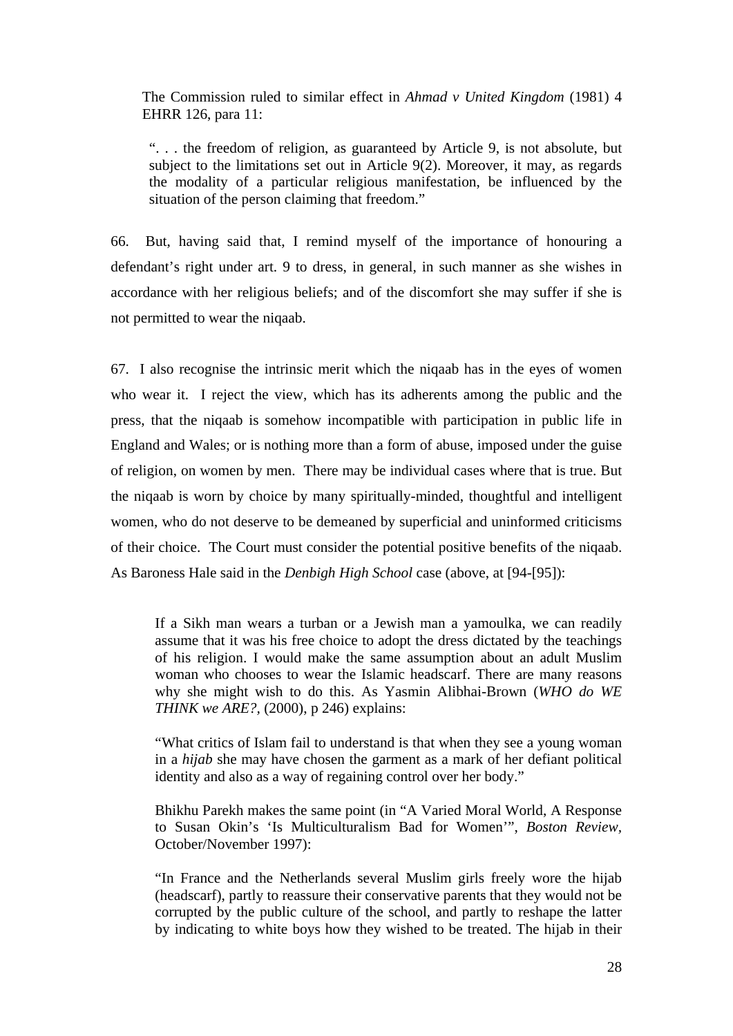> The Commission ruled to similar effect in *Ahmad v United Kingdom* (1981) 4 EHRR 126, para 11:
>
> > ". . . the freedom of religion, as guaranteed by Article 9, is not absolute, but subject to the limitations set out in Article 9(2). Moreover, it may, as regards the modality of a particular religious manifestation, be influenced by the situation of the person claiming that freedom."

66. But, having said that, I remind myself of the importance of honouring a defendant's right under art. 9 to dress, in general, in such manner as she wishes in accordance with her religious beliefs; and of the discomfort she may suffer if she is not permitted to wear the niqaab.

67. I also recognise the intrinsic merit which the niqaab has in the eyes of women who wear it. I reject the view, which has its adherents among the public and the press, that the niqaab is somehow incompatible with participation in public life in England and Wales; or is nothing more than a form of abuse, imposed under the guise of religion, on women by men. There may be individual cases where that is true. But the niqaab is worn by choice by many spiritually-minded, thoughtful and intelligent women, who do not deserve to be demeaned by superficial and uninformed criticisms of their choice. The Court must consider the potential positive benefits of the niqaab. As Baroness Hale said in the *Denbigh High School* case (above, at [94-[95]):

> If a Sikh man wears a turban or a Jewish man a yamoulka, we can readily assume that it was his free choice to adopt the dress dictated by the teachings of his religion. I would make the same assumption about an adult Muslim woman who chooses to wear the Islamic headscarf. There are many reasons why she might wish to do this. As Yasmin Alibhai-Brown (*WHO do WE THINK we ARE?*, (2000), p 246) explains:
>
> "What critics of Islam fail to understand is that when they see a young woman in a *hijab* she may have chosen the garment as a mark of her defiant political identity and also as a way of regaining control over her body."
>
> Bhikhu Parekh makes the same point (in "A Varied Moral World, A Response to Susan Okin's 'Is Multiculturalism Bad for Women'", *Boston Review*, October/November 1997):
>
> "In France and the Netherlands several Muslim girls freely wore the hijab (headscarf), partly to reassure their conservative parents that they would not be corrupted by the public culture of the school, and partly to reshape the latter by indicating to white boys how they wished to be treated. The hijab in their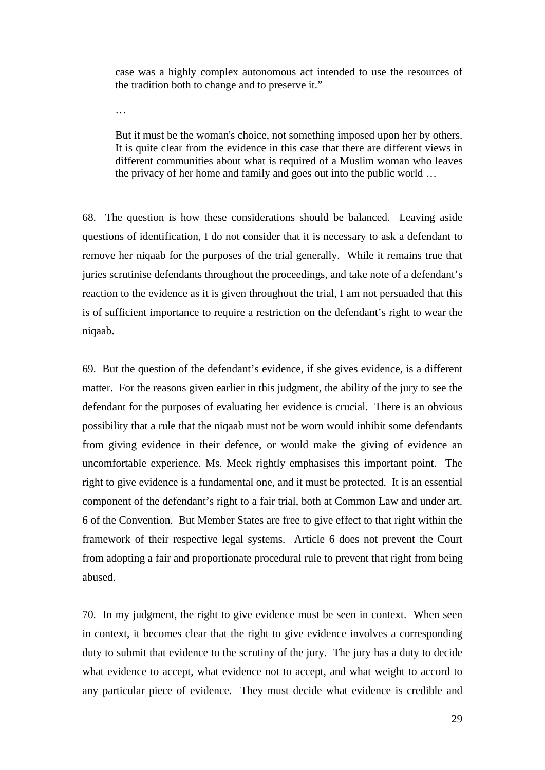> case was a highly complex autonomous act intended to use the resources of the tradition both to change and to preserve it."
>
> …
>
> But it must be the woman's choice, not something imposed upon her by others. It is quite clear from the evidence in this case that there are different views in different communities about what is required of a Muslim woman who leaves the privacy of her home and family and goes out into the public world …

68. The question is how these considerations should be balanced. Leaving aside questions of identification, I do not consider that it is necessary to ask a defendant to remove her niqaab for the purposes of the trial generally. While it remains true that juries scrutinise defendants throughout the proceedings, and take note of a defendant's reaction to the evidence as it is given throughout the trial, I am not persuaded that this is of sufficient importance to require a restriction on the defendant's right to wear the niqaab.

69. But the question of the defendant's evidence, if she gives evidence, is a different matter. For the reasons given earlier in this judgment, the ability of the jury to see the defendant for the purposes of evaluating her evidence is crucial. There is an obvious possibility that a rule that the niqaab must not be worn would inhibit some defendants from giving evidence in their defence, or would make the giving of evidence an uncomfortable experience. Ms. Meek rightly emphasises this important point. The right to give evidence is a fundamental one, and it must be protected. It is an essential component of the defendant's right to a fair trial, both at Common Law and under art. 6 of the Convention. But Member States are free to give effect to that right within the framework of their respective legal systems. Article 6 does not prevent the Court from adopting a fair and proportionate procedural rule to prevent that right from being abused.

70. In my judgment, the right to give evidence must be seen in context. When seen in context, it becomes clear that the right to give evidence involves a corresponding duty to submit that evidence to the scrutiny of the jury. The jury has a duty to decide what evidence to accept, what evidence not to accept, and what weight to accord to any particular piece of evidence. They must decide what evidence is credible and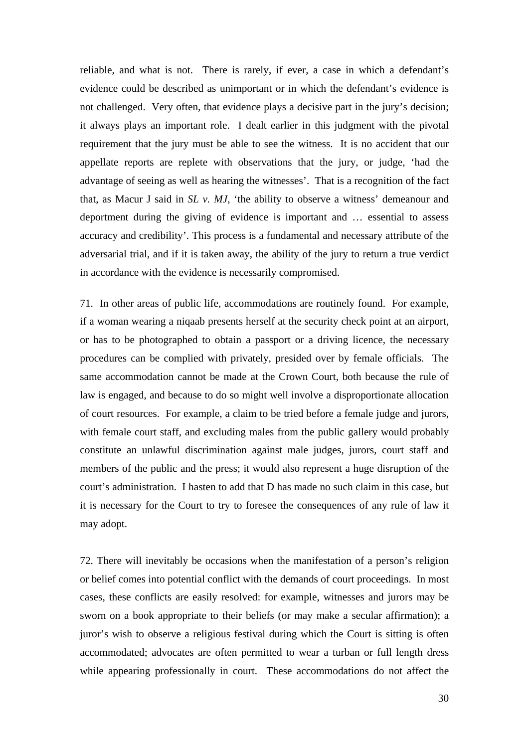reliable, and what is not. There is rarely, if ever, a case in which a defendant's evidence could be described as unimportant or in which the defendant's evidence is not challenged. Very often, that evidence plays a decisive part in the jury's decision; it always plays an important role. I dealt earlier in this judgment with the pivotal requirement that the jury must be able to see the witness. It is no accident that our appellate reports are replete with observations that the jury, or judge, 'had the advantage of seeing as well as hearing the witnesses'. That is a recognition of the fact that, as Macur J said in *SL v. MJ*, 'the ability to observe a witness' demeanour and deportment during the giving of evidence is important and … essential to assess accuracy and credibility'. This process is a fundamental and necessary attribute of the adversarial trial, and if it is taken away, the ability of the jury to return a true verdict in accordance with the evidence is necessarily compromised.

71. In other areas of public life, accommodations are routinely found. For example, if a woman wearing a niqaab presents herself at the security check point at an airport, or has to be photographed to obtain a passport or a driving licence, the necessary procedures can be complied with privately, presided over by female officials. The same accommodation cannot be made at the Crown Court, both because the rule of law is engaged, and because to do so might well involve a disproportionate allocation of court resources. For example, a claim to be tried before a female judge and jurors, with female court staff, and excluding males from the public gallery would probably constitute an unlawful discrimination against male judges, jurors, court staff and members of the public and the press; it would also represent a huge disruption of the court's administration. I hasten to add that D has made no such claim in this case, but it is necessary for the Court to try to foresee the consequences of any rule of law it may adopt.

72. There will inevitably be occasions when the manifestation of a person's religion or belief comes into potential conflict with the demands of court proceedings. In most cases, these conflicts are easily resolved: for example, witnesses and jurors may be sworn on a book appropriate to their beliefs (or may make a secular affirmation); a juror's wish to observe a religious festival during which the Court is sitting is often accommodated; advocates are often permitted to wear a turban or full length dress while appearing professionally in court. These accommodations do not affect the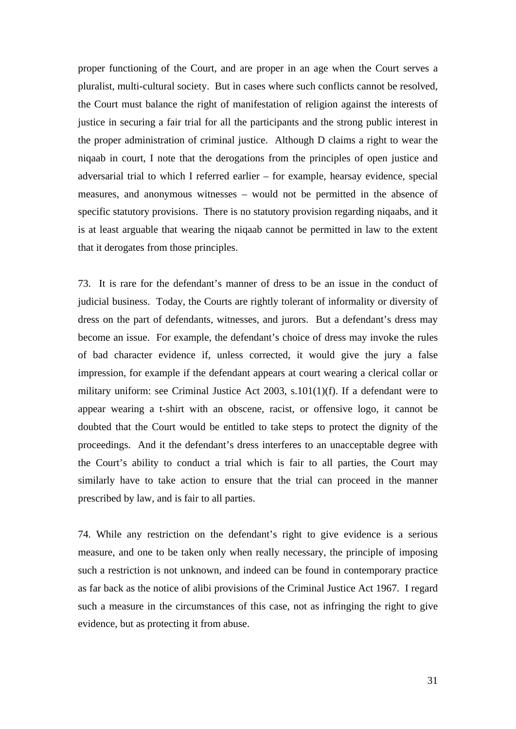proper functioning of the Court, and are proper in an age when the Court serves a pluralist, multi-cultural society. But in cases where such conflicts cannot be resolved, the Court must balance the right of manifestation of religion against the interests of justice in securing a fair trial for all the participants and the strong public interest in the proper administration of criminal justice. Although D claims a right to wear the niqaab in court, I note that the derogations from the principles of open justice and adversarial trial to which I referred earlier – for example, hearsay evidence, special measures, and anonymous witnesses – would not be permitted in the absence of specific statutory provisions. There is no statutory provision regarding niqaabs, and it is at least arguable that wearing the niqaab cannot be permitted in law to the extent that it derogates from those principles.

73. It is rare for the defendant's manner of dress to be an issue in the conduct of judicial business. Today, the Courts are rightly tolerant of informality or diversity of dress on the part of defendants, witnesses, and jurors. But a defendant's dress may become an issue. For example, the defendant's choice of dress may invoke the rules of bad character evidence if, unless corrected, it would give the jury a false impression, for example if the defendant appears at court wearing a clerical collar or military uniform: see Criminal Justice Act 2003, s.101(1)(f). If a defendant were to appear wearing a t-shirt with an obscene, racist, or offensive logo, it cannot be doubted that the Court would be entitled to take steps to protect the dignity of the proceedings. And it the defendant's dress interferes to an unacceptable degree with the Court's ability to conduct a trial which is fair to all parties, the Court may similarly have to take action to ensure that the trial can proceed in the manner prescribed by law, and is fair to all parties.

74. While any restriction on the defendant's right to give evidence is a serious measure, and one to be taken only when really necessary, the principle of imposing such a restriction is not unknown, and indeed can be found in contemporary practice as far back as the notice of alibi provisions of the Criminal Justice Act 1967. I regard such a measure in the circumstances of this case, not as infringing the right to give evidence, but as protecting it from abuse.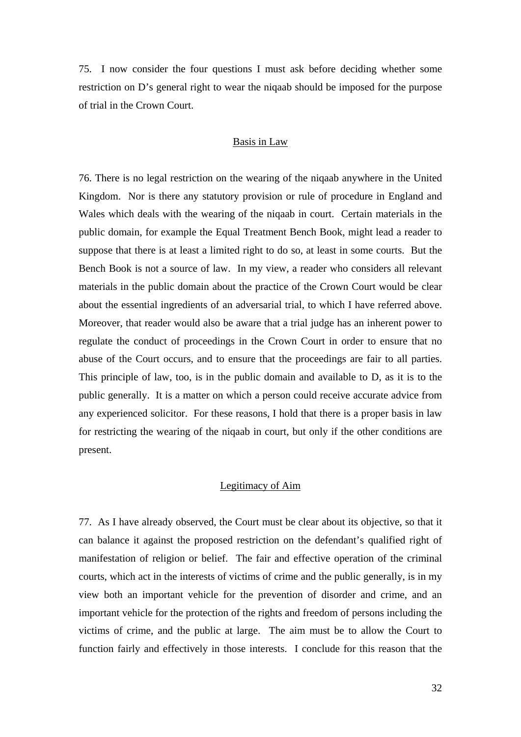75. I now consider the four questions I must ask before deciding whether some restriction on D's general right to wear the niqaab should be imposed for the purpose of trial in the Crown Court.

## Basis in Law

76. There is no legal restriction on the wearing of the niqaab anywhere in the United Kingdom. Nor is there any statutory provision or rule of procedure in England and Wales which deals with the wearing of the niqaab in court. Certain materials in the public domain, for example the Equal Treatment Bench Book, might lead a reader to suppose that there is at least a limited right to do so, at least in some courts. But the Bench Book is not a source of law. In my view, a reader who considers all relevant materials in the public domain about the practice of the Crown Court would be clear about the essential ingredients of an adversarial trial, to which I have referred above. Moreover, that reader would also be aware that a trial judge has an inherent power to regulate the conduct of proceedings in the Crown Court in order to ensure that no abuse of the Court occurs, and to ensure that the proceedings are fair to all parties. This principle of law, too, is in the public domain and available to D, as it is to the public generally. It is a matter on which a person could receive accurate advice from any experienced solicitor. For these reasons, I hold that there is a proper basis in law for restricting the wearing of the niqaab in court, but only if the other conditions are present.

## Legitimacy of Aim

77. As I have already observed, the Court must be clear about its objective, so that it can balance it against the proposed restriction on the defendant's qualified right of manifestation of religion or belief. The fair and effective operation of the criminal courts, which act in the interests of victims of crime and the public generally, is in my view both an important vehicle for the prevention of disorder and crime, and an important vehicle for the protection of the rights and freedom of persons including the victims of crime, and the public at large. The aim must be to allow the Court to function fairly and effectively in those interests. I conclude for this reason that the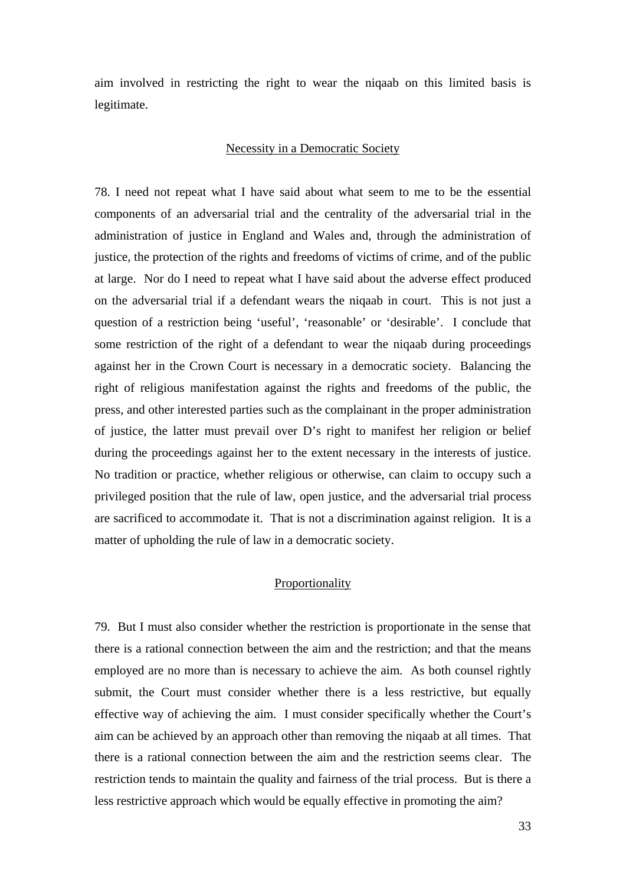aim involved in restricting the right to wear the niqaab on this limited basis is legitimate.

## Necessity in a Democratic Society

78. I need not repeat what I have said about what seem to me to be the essential components of an adversarial trial and the centrality of the adversarial trial in the administration of justice in England and Wales and, through the administration of justice, the protection of the rights and freedoms of victims of crime, and of the public at large. Nor do I need to repeat what I have said about the adverse effect produced on the adversarial trial if a defendant wears the niqaab in court. This is not just a question of a restriction being 'useful', 'reasonable' or 'desirable'. I conclude that some restriction of the right of a defendant to wear the niqaab during proceedings against her in the Crown Court is necessary in a democratic society. Balancing the right of religious manifestation against the rights and freedoms of the public, the press, and other interested parties such as the complainant in the proper administration of justice, the latter must prevail over D's right to manifest her religion or belief during the proceedings against her to the extent necessary in the interests of justice. No tradition or practice, whether religious or otherwise, can claim to occupy such a privileged position that the rule of law, open justice, and the adversarial trial process are sacrificed to accommodate it. That is not a discrimination against religion. It is a matter of upholding the rule of law in a democratic society.

## Proportionality

79. But I must also consider whether the restriction is proportionate in the sense that there is a rational connection between the aim and the restriction; and that the means employed are no more than is necessary to achieve the aim. As both counsel rightly submit, the Court must consider whether there is a less restrictive, but equally effective way of achieving the aim. I must consider specifically whether the Court's aim can be achieved by an approach other than removing the niqaab at all times. That there is a rational connection between the aim and the restriction seems clear. The restriction tends to maintain the quality and fairness of the trial process. But is there a less restrictive approach which would be equally effective in promoting the aim?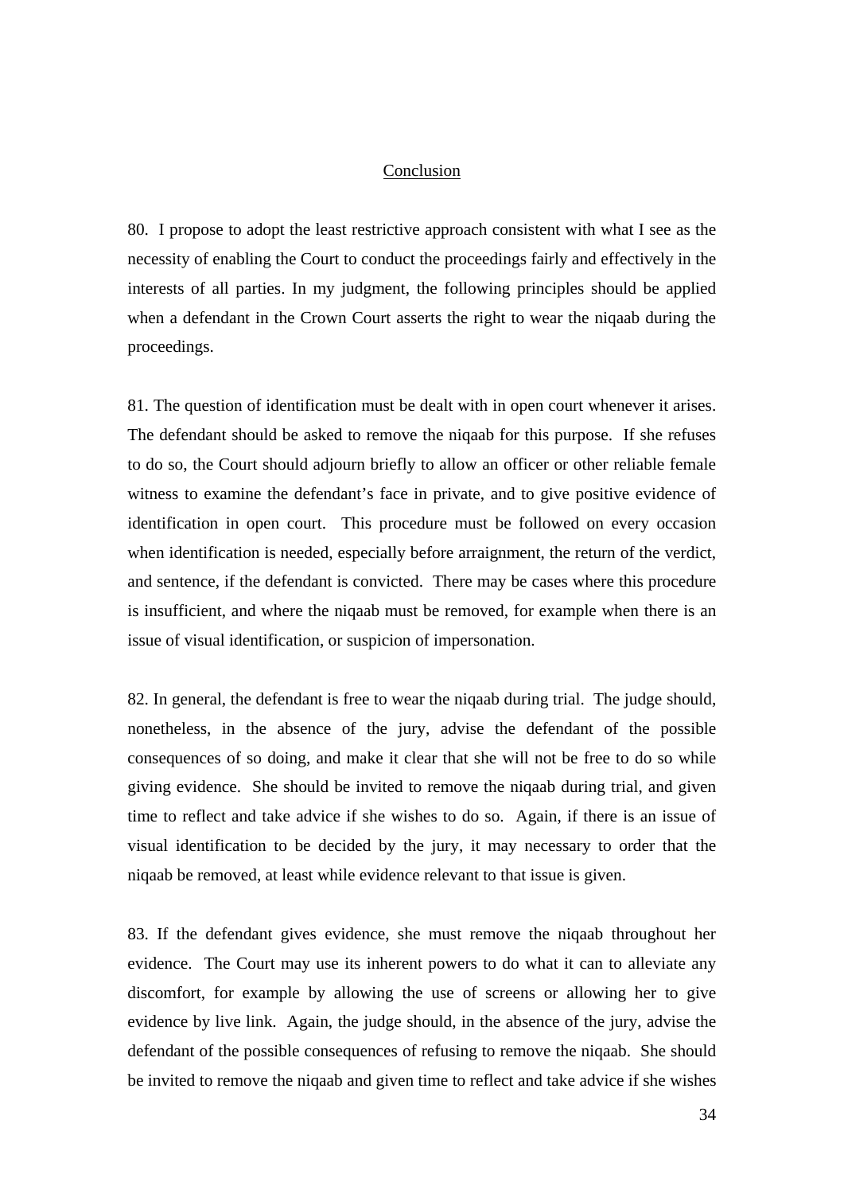## Conclusion

80. I propose to adopt the least restrictive approach consistent with what I see as the necessity of enabling the Court to conduct the proceedings fairly and effectively in the interests of all parties. In my judgment, the following principles should be applied when a defendant in the Crown Court asserts the right to wear the niqaab during the proceedings.

81. The question of identification must be dealt with in open court whenever it arises. The defendant should be asked to remove the niqaab for this purpose. If she refuses to do so, the Court should adjourn briefly to allow an officer or other reliable female witness to examine the defendant's face in private, and to give positive evidence of identification in open court. This procedure must be followed on every occasion when identification is needed, especially before arraignment, the return of the verdict, and sentence, if the defendant is convicted. There may be cases where this procedure is insufficient, and where the niqaab must be removed, for example when there is an issue of visual identification, or suspicion of impersonation.

82. In general, the defendant is free to wear the niqaab during trial. The judge should, nonetheless, in the absence of the jury, advise the defendant of the possible consequences of so doing, and make it clear that she will not be free to do so while giving evidence. She should be invited to remove the niqaab during trial, and given time to reflect and take advice if she wishes to do so. Again, if there is an issue of visual identification to be decided by the jury, it may necessary to order that the niqaab be removed, at least while evidence relevant to that issue is given.

83. If the defendant gives evidence, she must remove the niqaab throughout her evidence. The Court may use its inherent powers to do what it can to alleviate any discomfort, for example by allowing the use of screens or allowing her to give evidence by live link. Again, the judge should, in the absence of the jury, advise the defendant of the possible consequences of refusing to remove the niqaab. She should be invited to remove the niqaab and given time to reflect and take advice if she wishes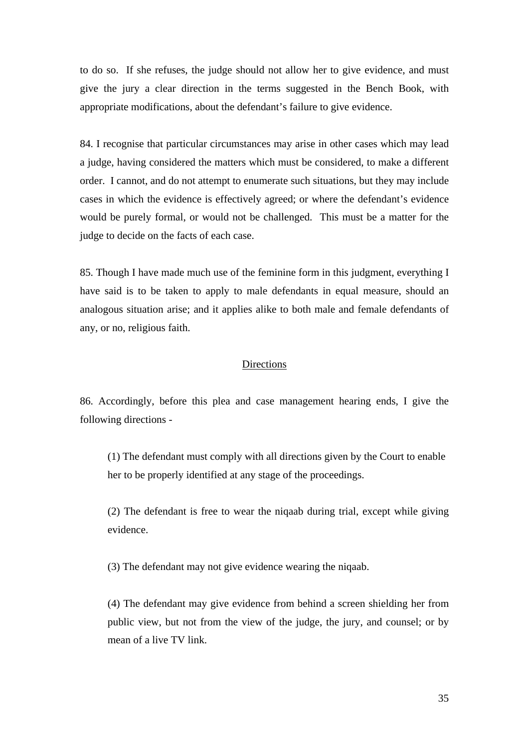to do so. If she refuses, the judge should not allow her to give evidence, and must give the jury a clear direction in the terms suggested in the Bench Book, with appropriate modifications, about the defendant's failure to give evidence.

84. I recognise that particular circumstances may arise in other cases which may lead a judge, having considered the matters which must be considered, to make a different order. I cannot, and do not attempt to enumerate such situations, but they may include cases in which the evidence is effectively agreed; or where the defendant's evidence would be purely formal, or would not be challenged. This must be a matter for the judge to decide on the facts of each case.

85. Though I have made much use of the feminine form in this judgment, everything I have said is to be taken to apply to male defendants in equal measure, should an analogous situation arise; and it applies alike to both male and female defendants of any, or no, religious faith.

## Directions

86. Accordingly, before this plea and case management hearing ends, I give the following directions -

(1) The defendant must comply with all directions given by the Court to enable her to be properly identified at any stage of the proceedings.

(2) The defendant is free to wear the niqaab during trial, except while giving evidence.

(3) The defendant may not give evidence wearing the niqaab.

(4) The defendant may give evidence from behind a screen shielding her from public view, but not from the view of the judge, the jury, and counsel; or by mean of a live TV link.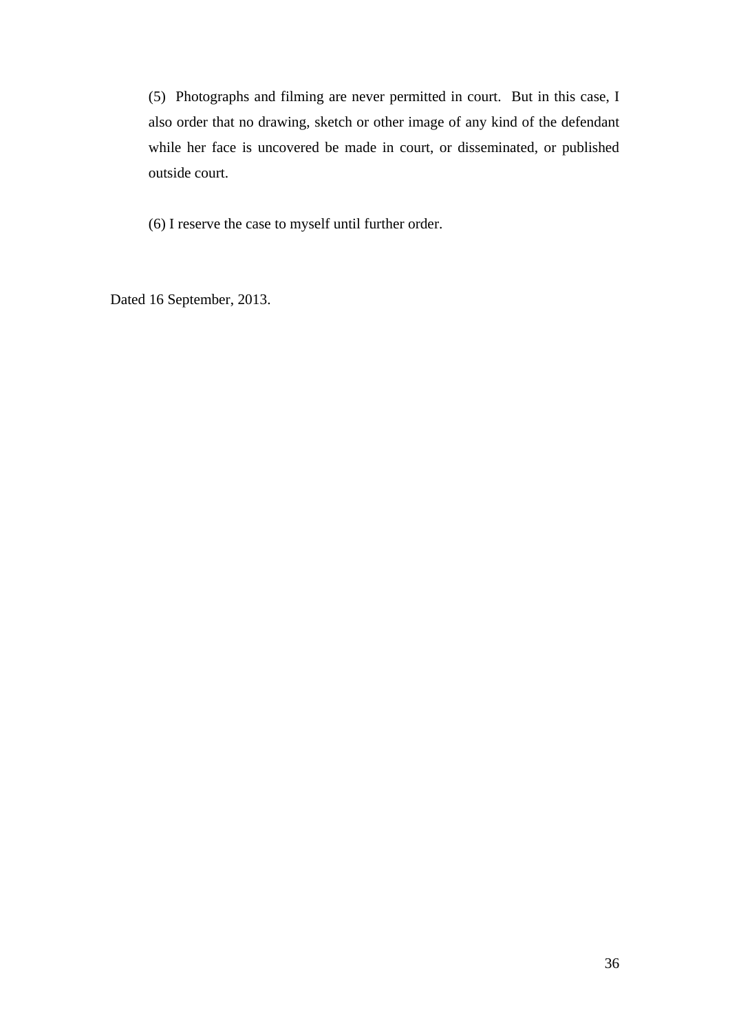(5) Photographs and filming are never permitted in court. But in this case, I also order that no drawing, sketch or other image of any kind of the defendant while her face is uncovered be made in court, or disseminated, or published outside court.

(6) I reserve the case to myself until further order.

Dated 16 September, 2013.